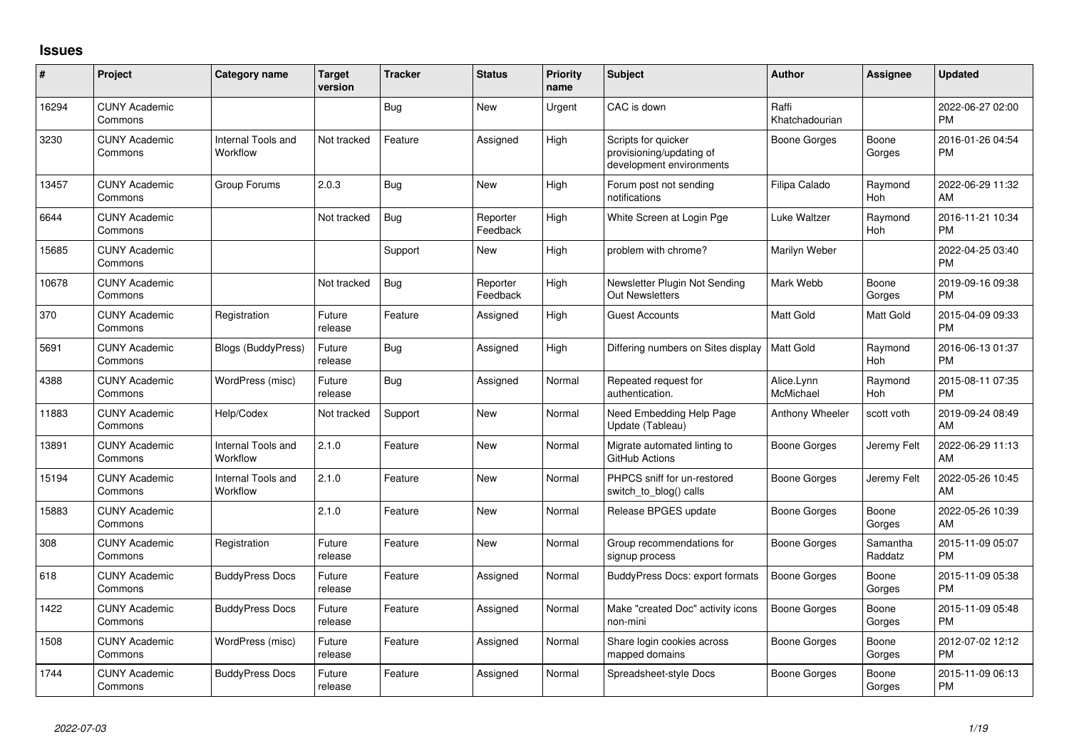# Issues

| # | Project | Category name | Target version | Tracker | Status | Priority name | Subject | Author | Assignee | Updated |
|---|---|---|---|---|---|---|---|---|---|---|
| 16294 | CUNY Academic Commons | | | Bug | New | Urgent | CAC is down | Raffi Khatchadourian | | 2022-06-27 02:00 PM |
| 3230 | CUNY Academic Commons | Internal Tools and Workflow | Not tracked | Feature | Assigned | High | Scripts for quicker provisioning/updating of development environments | Boone Gorges | Boone Gorges | 2016-01-26 04:54 PM |
| 13457 | CUNY Academic Commons | Group Forums | 2.0.3 | Bug | New | High | Forum post not sending notifications | Filipa Calado | Raymond Hoh | 2022-06-29 11:32 AM |
| 6644 | CUNY Academic Commons | | Not tracked | Bug | Reporter Feedback | High | White Screen at Login Pge | Luke Waltzer | Raymond Hoh | 2016-11-21 10:34 PM |
| 15685 | CUNY Academic Commons | | | Support | New | High | problem with chrome? | Marilyn Weber | | 2022-04-25 03:40 PM |
| 10678 | CUNY Academic Commons | | Not tracked | Bug | Reporter Feedback | High | Newsletter Plugin Not Sending Out Newsletters | Mark Webb | Boone Gorges | 2019-09-16 09:38 PM |
| 370 | CUNY Academic Commons | Registration | Future release | Feature | Assigned | High | Guest Accounts | Matt Gold | Matt Gold | 2015-04-09 09:33 PM |
| 5691 | CUNY Academic Commons | Blogs (BuddyPress) | Future release | Bug | Assigned | High | Differing numbers on Sites display | Matt Gold | Raymond Hoh | 2016-06-13 01:37 PM |
| 4388 | CUNY Academic Commons | WordPress (misc) | Future release | Bug | Assigned | Normal | Repeated request for authentication. | Alice.Lynn McMichael | Raymond Hoh | 2015-08-11 07:35 PM |
| 11883 | CUNY Academic Commons | Help/Codex | Not tracked | Support | New | Normal | Need Embedding Help Page Update (Tableau) | Anthony Wheeler | scott voth | 2019-09-24 08:49 AM |
| 13891 | CUNY Academic Commons | Internal Tools and Workflow | 2.1.0 | Feature | New | Normal | Migrate automated linting to GitHub Actions | Boone Gorges | Jeremy Felt | 2022-06-29 11:13 AM |
| 15194 | CUNY Academic Commons | Internal Tools and Workflow | 2.1.0 | Feature | New | Normal | PHPCS sniff for un-restored switch_to_blog() calls | Boone Gorges | Jeremy Felt | 2022-05-26 10:45 AM |
| 15883 | CUNY Academic Commons | | 2.1.0 | Feature | New | Normal | Release BPGES update | Boone Gorges | Boone Gorges | 2022-05-26 10:39 AM |
| 308 | CUNY Academic Commons | Registration | Future release | Feature | New | Normal | Group recommendations for signup process | Boone Gorges | Samantha Raddatz | 2015-11-09 05:07 PM |
| 618 | CUNY Academic Commons | BuddyPress Docs | Future release | Feature | Assigned | Normal | BuddyPress Docs: export formats | Boone Gorges | Boone Gorges | 2015-11-09 05:38 PM |
| 1422 | CUNY Academic Commons | BuddyPress Docs | Future release | Feature | Assigned | Normal | Make "created Doc" activity icons non-mini | Boone Gorges | Boone Gorges | 2015-11-09 05:48 PM |
| 1508 | CUNY Academic Commons | WordPress (misc) | Future release | Feature | Assigned | Normal | Share login cookies across mapped domains | Boone Gorges | Boone Gorges | 2012-07-02 12:12 PM |
| 1744 | CUNY Academic Commons | BuddyPress Docs | Future release | Feature | Assigned | Normal | Spreadsheet-style Docs | Boone Gorges | Boone Gorges | 2015-11-09 06:13 PM |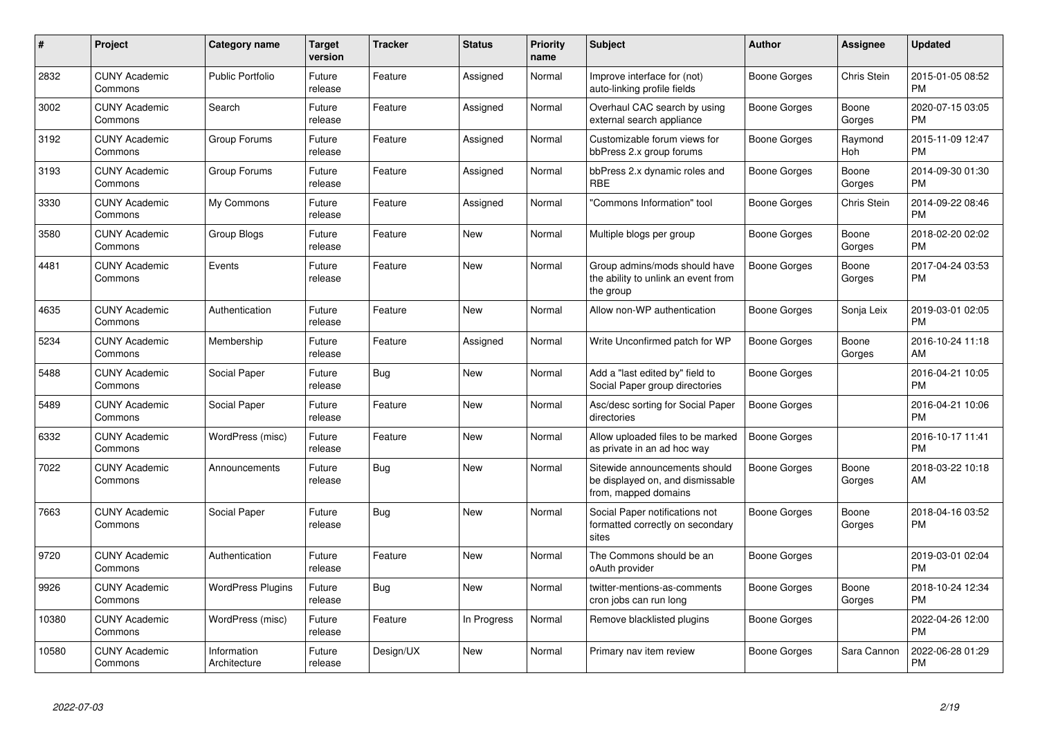| # | Project | Category name | Target version | Tracker | Status | Priority name | Subject | Author | Assignee | Updated |
|---|---|---|---|---|---|---|---|---|---|---|
| 2832 | CUNY Academic Commons | Public Portfolio | Future release | Feature | Assigned | Normal | Improve interface for (not) auto-linking profile fields | Boone Gorges | Chris Stein | 2015-01-05 08:52 PM |
| 3002 | CUNY Academic Commons | Search | Future release | Feature | Assigned | Normal | Overhaul CAC search by using external search appliance | Boone Gorges | Boone Gorges | 2020-07-15 03:05 PM |
| 3192 | CUNY Academic Commons | Group Forums | Future release | Feature | Assigned | Normal | Customizable forum views for bbPress 2.x group forums | Boone Gorges | Raymond Hoh | 2015-11-09 12:47 PM |
| 3193 | CUNY Academic Commons | Group Forums | Future release | Feature | Assigned | Normal | bbPress 2.x dynamic roles and RBE | Boone Gorges | Boone Gorges | 2014-09-30 01:30 PM |
| 3330 | CUNY Academic Commons | My Commons | Future release | Feature | Assigned | Normal | "Commons Information" tool | Boone Gorges | Chris Stein | 2014-09-22 08:46 PM |
| 3580 | CUNY Academic Commons | Group Blogs | Future release | Feature | New | Normal | Multiple blogs per group | Boone Gorges | Boone Gorges | 2018-02-20 02:02 PM |
| 4481 | CUNY Academic Commons | Events | Future release | Feature | New | Normal | Group admins/mods should have the ability to unlink an event from the group | Boone Gorges | Boone Gorges | 2017-04-24 03:53 PM |
| 4635 | CUNY Academic Commons | Authentication | Future release | Feature | New | Normal | Allow non-WP authentication | Boone Gorges | Sonja Leix | 2019-03-01 02:05 PM |
| 5234 | CUNY Academic Commons | Membership | Future release | Feature | Assigned | Normal | Write Unconfirmed patch for WP | Boone Gorges | Boone Gorges | 2016-10-24 11:18 AM |
| 5488 | CUNY Academic Commons | Social Paper | Future release | Bug | New | Normal | Add a "last edited by" field to Social Paper group directories | Boone Gorges | | 2016-04-21 10:05 PM |
| 5489 | CUNY Academic Commons | Social Paper | Future release | Feature | New | Normal | Asc/desc sorting for Social Paper directories | Boone Gorges | | 2016-04-21 10:06 PM |
| 6332 | CUNY Academic Commons | WordPress (misc) | Future release | Feature | New | Normal | Allow uploaded files to be marked as private in an ad hoc way | Boone Gorges | | 2016-10-17 11:41 PM |
| 7022 | CUNY Academic Commons | Announcements | Future release | Bug | New | Normal | Sitewide announcements should be displayed on, and dismissable from, mapped domains | Boone Gorges | Boone Gorges | 2018-03-22 10:18 AM |
| 7663 | CUNY Academic Commons | Social Paper | Future release | Bug | New | Normal | Social Paper notifications not formatted correctly on secondary sites | Boone Gorges | Boone Gorges | 2018-04-16 03:52 PM |
| 9720 | CUNY Academic Commons | Authentication | Future release | Feature | New | Normal | The Commons should be an oAuth provider | Boone Gorges | | 2019-03-01 02:04 PM |
| 9926 | CUNY Academic Commons | WordPress Plugins | Future release | Bug | New | Normal | twitter-mentions-as-comments cron jobs can run long | Boone Gorges | Boone Gorges | 2018-10-24 12:34 PM |
| 10380 | CUNY Academic Commons | WordPress (misc) | Future release | Feature | In Progress | Normal | Remove blacklisted plugins | Boone Gorges | | 2022-04-26 12:00 PM |
| 10580 | CUNY Academic Commons | Information Architecture | Future release | Design/UX | New | Normal | Primary nav item review | Boone Gorges | Sara Cannon | 2022-06-28 01:29 PM |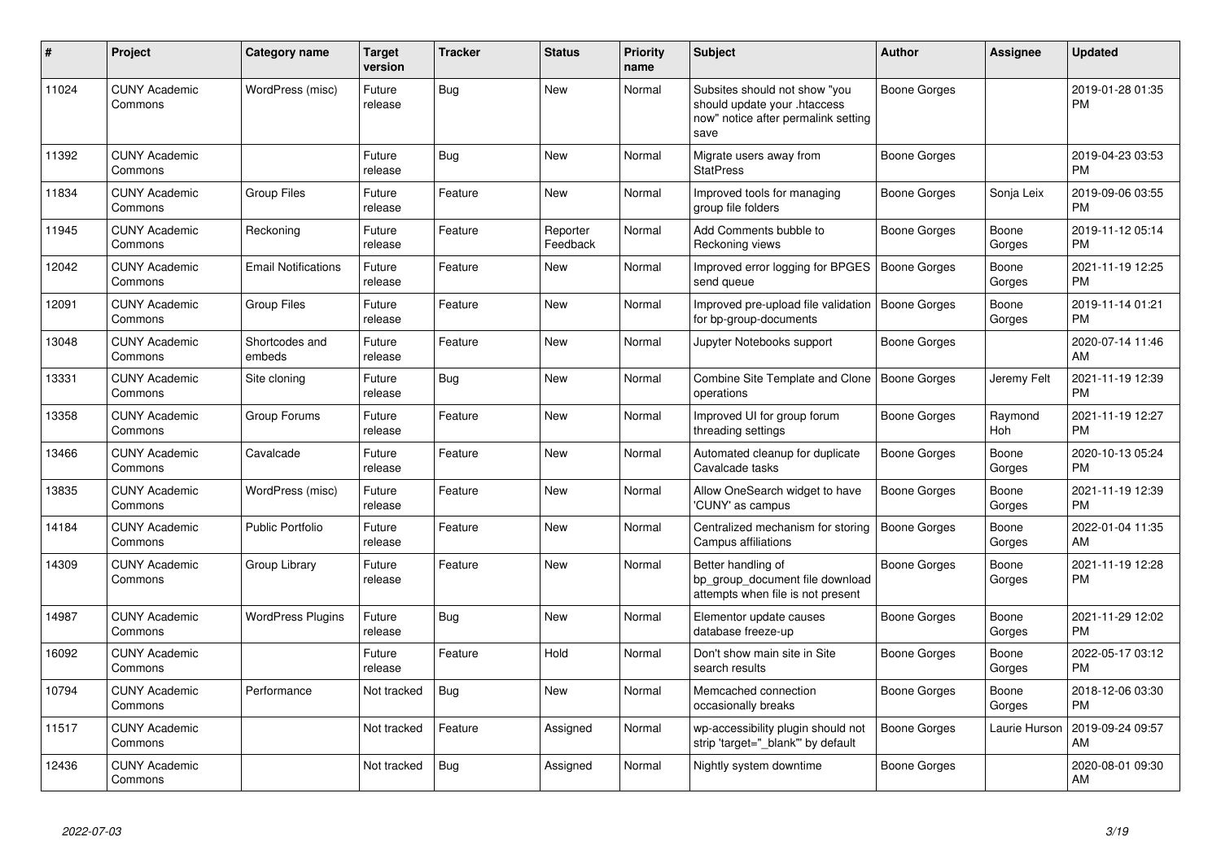| # | Project | Category name | Target version | Tracker | Status | Priority name | Subject | Author | Assignee | Updated |
|---|---|---|---|---|---|---|---|---|---|---|
| 11024 | CUNY Academic Commons | WordPress (misc) | Future release | Bug | New | Normal | Subsites should not show "you should update your .htaccess now" notice after permalink setting save | Boone Gorges | | 2019-01-28 01:35 PM |
| 11392 | CUNY Academic Commons | | Future release | Bug | New | Normal | Migrate users away from StatPress | Boone Gorges | | 2019-04-23 03:53 PM |
| 11834 | CUNY Academic Commons | Group Files | Future release | Feature | New | Normal | Improved tools for managing group file folders | Boone Gorges | Sonja Leix | 2019-09-06 03:55 PM |
| 11945 | CUNY Academic Commons | Reckoning | Future release | Feature | Reporter Feedback | Normal | Add Comments bubble to Reckoning views | Boone Gorges | Boone Gorges | 2019-11-12 05:14 PM |
| 12042 | CUNY Academic Commons | Email Notifications | Future release | Feature | New | Normal | Improved error logging for BPGES send queue | Boone Gorges | Boone Gorges | 2021-11-19 12:25 PM |
| 12091 | CUNY Academic Commons | Group Files | Future release | Feature | New | Normal | Improved pre-upload file validation for bp-group-documents | Boone Gorges | Boone Gorges | 2019-11-14 01:21 PM |
| 13048 | CUNY Academic Commons | Shortcodes and embeds | Future release | Feature | New | Normal | Jupyter Notebooks support | Boone Gorges | | 2020-07-14 11:46 AM |
| 13331 | CUNY Academic Commons | Site cloning | Future release | Bug | New | Normal | Combine Site Template and Clone operations | Boone Gorges | Jeremy Felt | 2021-11-19 12:39 PM |
| 13358 | CUNY Academic Commons | Group Forums | Future release | Feature | New | Normal | Improved UI for group forum threading settings | Boone Gorges | Raymond Hoh | 2021-11-19 12:27 PM |
| 13466 | CUNY Academic Commons | Cavalcade | Future release | Feature | New | Normal | Automated cleanup for duplicate Cavalcade tasks | Boone Gorges | Boone Gorges | 2020-10-13 05:24 PM |
| 13835 | CUNY Academic Commons | WordPress (misc) | Future release | Feature | New | Normal | Allow OneSearch widget to have 'CUNY' as campus | Boone Gorges | Boone Gorges | 2021-11-19 12:39 PM |
| 14184 | CUNY Academic Commons | Public Portfolio | Future release | Feature | New | Normal | Centralized mechanism for storing Campus affiliations | Boone Gorges | Boone Gorges | 2022-01-04 11:35 AM |
| 14309 | CUNY Academic Commons | Group Library | Future release | Feature | New | Normal | Better handling of bp_group_document file download attempts when file is not present | Boone Gorges | Boone Gorges | 2021-11-19 12:28 PM |
| 14987 | CUNY Academic Commons | WordPress Plugins | Future release | Bug | New | Normal | Elementor update causes database freeze-up | Boone Gorges | Boone Gorges | 2021-11-29 12:02 PM |
| 16092 | CUNY Academic Commons | | Future release | Feature | Hold | Normal | Don't show main site in Site search results | Boone Gorges | Boone Gorges | 2022-05-17 03:12 PM |
| 10794 | CUNY Academic Commons | Performance | Not tracked | Bug | New | Normal | Memcached connection occasionally breaks | Boone Gorges | Boone Gorges | 2018-12-06 03:30 PM |
| 11517 | CUNY Academic Commons | | Not tracked | Feature | Assigned | Normal | wp-accessibility plugin should not strip 'target="_blank"' by default | Boone Gorges | Laurie Hurson | 2019-09-24 09:57 AM |
| 12436 | CUNY Academic Commons | | Not tracked | Bug | Assigned | Normal | Nightly system downtime | Boone Gorges | | 2020-08-01 09:30 AM |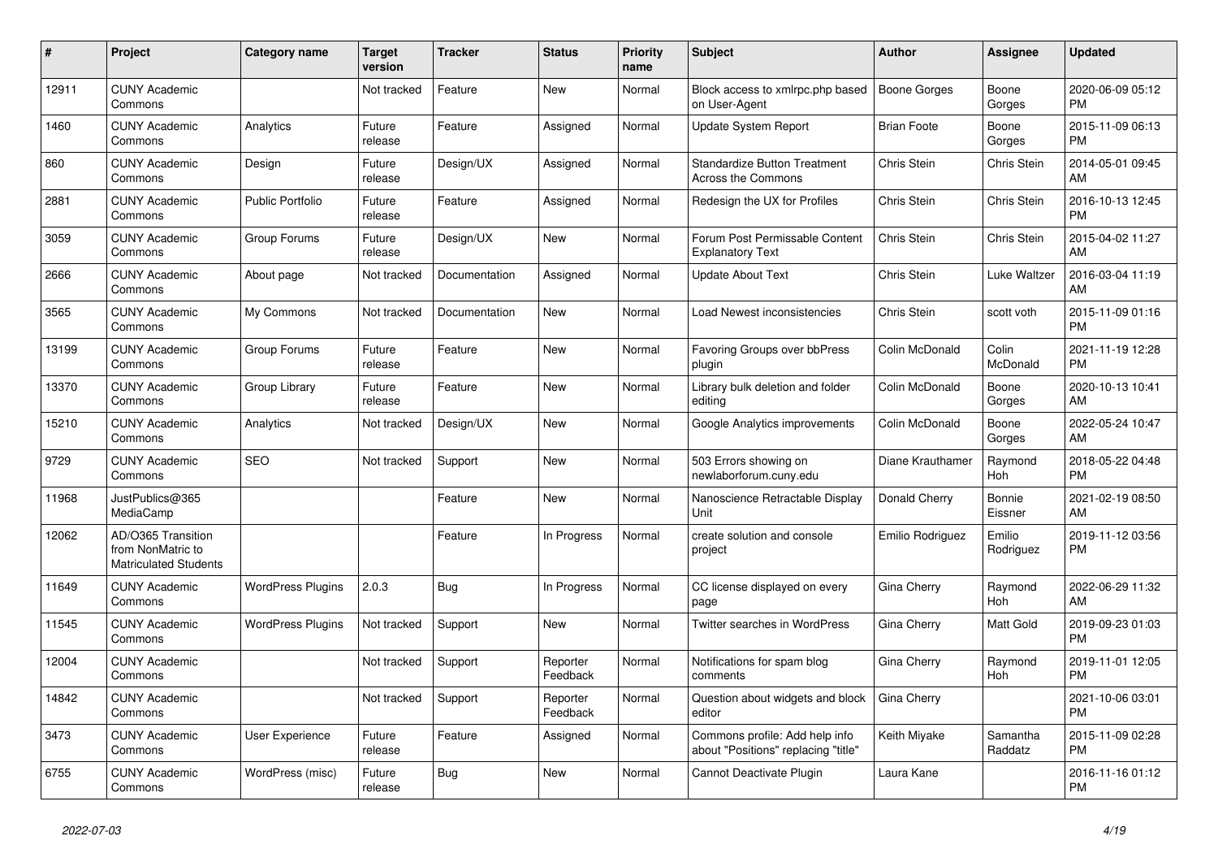| # | Project | Category name | Target version | Tracker | Status | Priority name | Subject | Author | Assignee | Updated |
|---|---|---|---|---|---|---|---|---|---|---|
| 12911 | CUNY Academic Commons | | Not tracked | Feature | New | Normal | Block access to xmlrpc.php based on User-Agent | Boone Gorges | Boone Gorges | 2020-06-09 05:12 PM |
| 1460 | CUNY Academic Commons | Analytics | Future release | Feature | Assigned | Normal | Update System Report | Brian Foote | Boone Gorges | 2015-11-09 06:13 PM |
| 860 | CUNY Academic Commons | Design | Future release | Design/UX | Assigned | Normal | Standardize Button Treatment Across the Commons | Chris Stein | Chris Stein | 2014-05-01 09:45 AM |
| 2881 | CUNY Academic Commons | Public Portfolio | Future release | Feature | Assigned | Normal | Redesign the UX for Profiles | Chris Stein | Chris Stein | 2016-10-13 12:45 PM |
| 3059 | CUNY Academic Commons | Group Forums | Future release | Design/UX | New | Normal | Forum Post Permissable Content Explanatory Text | Chris Stein | Chris Stein | 2015-04-02 11:27 AM |
| 2666 | CUNY Academic Commons | About page | Not tracked | Documentation | Assigned | Normal | Update About Text | Chris Stein | Luke Waltzer | 2016-03-04 11:19 AM |
| 3565 | CUNY Academic Commons | My Commons | Not tracked | Documentation | New | Normal | Load Newest inconsistencies | Chris Stein | scott voth | 2015-11-09 01:16 PM |
| 13199 | CUNY Academic Commons | Group Forums | Future release | Feature | New | Normal | Favoring Groups over bbPress plugin | Colin McDonald | Colin McDonald | 2021-11-19 12:28 PM |
| 13370 | CUNY Academic Commons | Group Library | Future release | Feature | New | Normal | Library bulk deletion and folder editing | Colin McDonald | Boone Gorges | 2020-10-13 10:41 AM |
| 15210 | CUNY Academic Commons | Analytics | Not tracked | Design/UX | New | Normal | Google Analytics improvements | Colin McDonald | Boone Gorges | 2022-05-24 10:47 AM |
| 9729 | CUNY Academic Commons | SEO | Not tracked | Support | New | Normal | 503 Errors showing on newlaborforum.cuny.edu | Diane Krauthamer | Raymond Hoh | 2018-05-22 04:48 PM |
| 11968 | JustPublics@365 MediaCamp | | | Feature | New | Normal | Nanoscience Retractable Display Unit | Donald Cherry | Bonnie Eissner | 2021-02-19 08:50 AM |
| 12062 | AD/O365 Transition from NonMatric to Matriculated Students | | | Feature | In Progress | Normal | create solution and console project | Emilio Rodriguez | Emilio Rodriguez | 2019-11-12 03:56 PM |
| 11649 | CUNY Academic Commons | WordPress Plugins | 2.0.3 | Bug | In Progress | Normal | CC license displayed on every page | Gina Cherry | Raymond Hoh | 2022-06-29 11:32 AM |
| 11545 | CUNY Academic Commons | WordPress Plugins | Not tracked | Support | New | Normal | Twitter searches in WordPress | Gina Cherry | Matt Gold | 2019-09-23 01:03 PM |
| 12004 | CUNY Academic Commons | | Not tracked | Support | Reporter Feedback | Normal | Notifications for spam blog comments | Gina Cherry | Raymond Hoh | 2019-11-01 12:05 PM |
| 14842 | CUNY Academic Commons | | Not tracked | Support | Reporter Feedback | Normal | Question about widgets and block editor | Gina Cherry | | 2021-10-06 03:01 PM |
| 3473 | CUNY Academic Commons | User Experience | Future release | Feature | Assigned | Normal | Commons profile: Add help info about "Positions" replacing "title" | Keith Miyake | Samantha Raddatz | 2015-11-09 02:28 PM |
| 6755 | CUNY Academic Commons | WordPress (misc) | Future release | Bug | New | Normal | Cannot Deactivate Plugin | Laura Kane | | 2016-11-16 01:12 PM |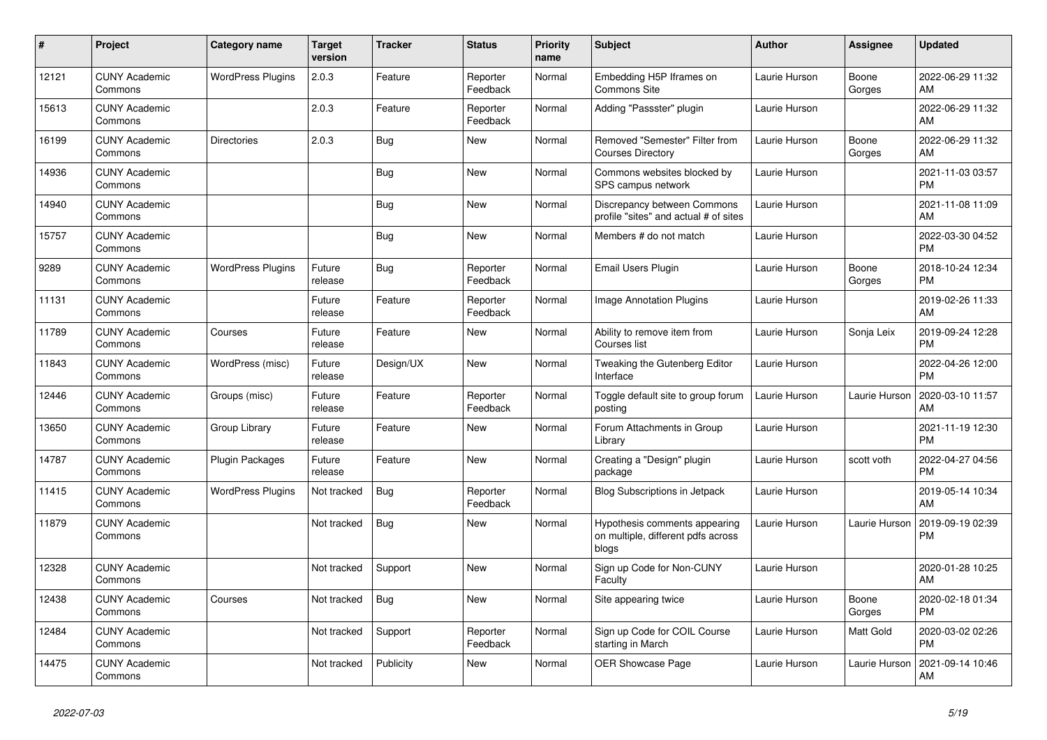| # | Project | Category name | Target version | Tracker | Status | Priority name | Subject | Author | Assignee | Updated |
|---|---|---|---|---|---|---|---|---|---|---|
| 12121 | CUNY Academic Commons | WordPress Plugins | 2.0.3 | Feature | Reporter Feedback | Normal | Embedding H5P Iframes on Commons Site | Laurie Hurson | Boone Gorges | 2022-06-29 11:32 AM |
| 15613 | CUNY Academic Commons | | 2.0.3 | Feature | Reporter Feedback | Normal | Adding "Passster" plugin | Laurie Hurson | | 2022-06-29 11:32 AM |
| 16199 | CUNY Academic Commons | Directories | 2.0.3 | Bug | New | Normal | Removed "Semester" Filter from Courses Directory | Laurie Hurson | Boone Gorges | 2022-06-29 11:32 AM |
| 14936 | CUNY Academic Commons | | | Bug | New | Normal | Commons websites blocked by SPS campus network | Laurie Hurson | | 2021-11-03 03:57 PM |
| 14940 | CUNY Academic Commons | | | Bug | New | Normal | Discrepancy between Commons profile "sites" and actual # of sites | Laurie Hurson | | 2021-11-08 11:09 AM |
| 15757 | CUNY Academic Commons | | | Bug | New | Normal | Members # do not match | Laurie Hurson | | 2022-03-30 04:52 PM |
| 9289 | CUNY Academic Commons | WordPress Plugins | Future release | Bug | Reporter Feedback | Normal | Email Users Plugin | Laurie Hurson | Boone Gorges | 2018-10-24 12:34 PM |
| 11131 | CUNY Academic Commons | | Future release | Feature | Reporter Feedback | Normal | Image Annotation Plugins | Laurie Hurson | | 2019-02-26 11:33 AM |
| 11789 | CUNY Academic Commons | Courses | Future release | Feature | New | Normal | Ability to remove item from Courses list | Laurie Hurson | Sonja Leix | 2019-09-24 12:28 PM |
| 11843 | CUNY Academic Commons | WordPress (misc) | Future release | Design/UX | New | Normal | Tweaking the Gutenberg Editor Interface | Laurie Hurson | | 2022-04-26 12:00 PM |
| 12446 | CUNY Academic Commons | Groups (misc) | Future release | Feature | Reporter Feedback | Normal | Toggle default site to group forum posting | Laurie Hurson | Laurie Hurson | 2020-03-10 11:57 AM |
| 13650 | CUNY Academic Commons | Group Library | Future release | Feature | New | Normal | Forum Attachments in Group Library | Laurie Hurson | | 2021-11-19 12:30 PM |
| 14787 | CUNY Academic Commons | Plugin Packages | Future release | Feature | New | Normal | Creating a "Design" plugin package | Laurie Hurson | scott voth | 2022-04-27 04:56 PM |
| 11415 | CUNY Academic Commons | WordPress Plugins | Not tracked | Bug | Reporter Feedback | Normal | Blog Subscriptions in Jetpack | Laurie Hurson | | 2019-05-14 10:34 AM |
| 11879 | CUNY Academic Commons | | Not tracked | Bug | New | Normal | Hypothesis comments appearing on multiple, different pdfs across blogs | Laurie Hurson | Laurie Hurson | 2019-09-19 02:39 PM |
| 12328 | CUNY Academic Commons | | Not tracked | Support | New | Normal | Sign up Code for Non-CUNY Faculty | Laurie Hurson | | 2020-01-28 10:25 AM |
| 12438 | CUNY Academic Commons | Courses | Not tracked | Bug | New | Normal | Site appearing twice | Laurie Hurson | Boone Gorges | 2020-02-18 01:34 PM |
| 12484 | CUNY Academic Commons | | Not tracked | Support | Reporter Feedback | Normal | Sign up Code for COIL Course starting in March | Laurie Hurson | Matt Gold | 2020-03-02 02:26 PM |
| 14475 | CUNY Academic Commons | | Not tracked | Publicity | New | Normal | OER Showcase Page | Laurie Hurson | Laurie Hurson | 2021-09-14 10:46 AM |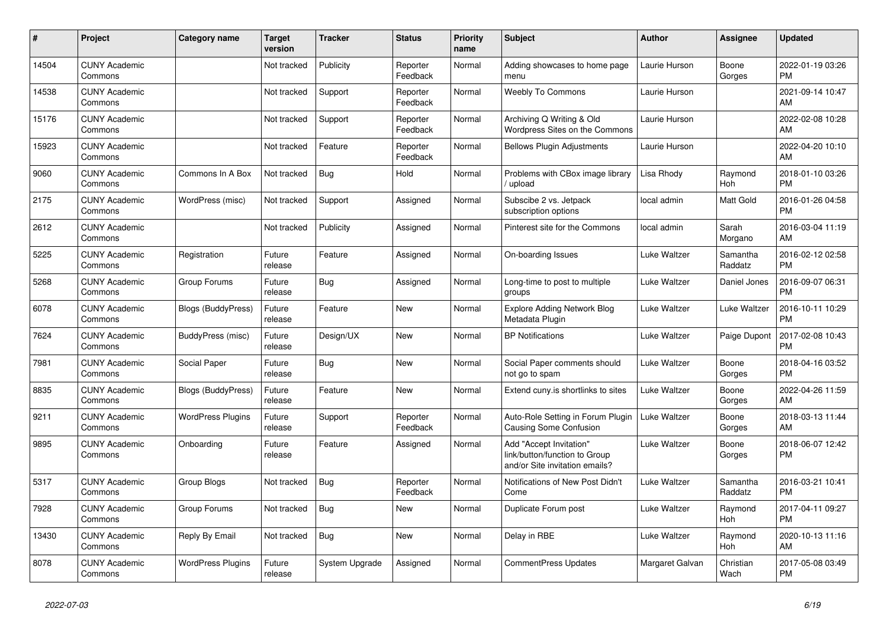| # | Project | Category name | Target version | Tracker | Status | Priority name | Subject | Author | Assignee | Updated |
|---|---|---|---|---|---|---|---|---|---|---|
| 14504 | CUNY Academic Commons | | Not tracked | Publicity | Reporter Feedback | Normal | Adding showcases to home page menu | Laurie Hurson | Boone Gorges | 2022-01-19 03:26 PM |
| 14538 | CUNY Academic Commons | | Not tracked | Support | Reporter Feedback | Normal | Weebly To Commons | Laurie Hurson | | 2021-09-14 10:47 AM |
| 15176 | CUNY Academic Commons | | Not tracked | Support | Reporter Feedback | Normal | Archiving Q Writing & Old Wordpress Sites on the Commons | Laurie Hurson | | 2022-02-08 10:28 AM |
| 15923 | CUNY Academic Commons | | Not tracked | Feature | Reporter Feedback | Normal | Bellows Plugin Adjustments | Laurie Hurson | | 2022-04-20 10:10 AM |
| 9060 | CUNY Academic Commons | Commons In A Box | Not tracked | Bug | Hold | Normal | Problems with CBox image library / upload | Lisa Rhody | Raymond Hoh | 2018-01-10 03:26 PM |
| 2175 | CUNY Academic Commons | WordPress (misc) | Not tracked | Support | Assigned | Normal | Subscibe 2 vs. Jetpack subscription options | local admin | Matt Gold | 2016-01-26 04:58 PM |
| 2612 | CUNY Academic Commons | | Not tracked | Publicity | Assigned | Normal | Pinterest site for the Commons | local admin | Sarah Morgano | 2016-03-04 11:19 AM |
| 5225 | CUNY Academic Commons | Registration | Future release | Feature | Assigned | Normal | On-boarding Issues | Luke Waltzer | Samantha Raddatz | 2016-02-12 02:58 PM |
| 5268 | CUNY Academic Commons | Group Forums | Future release | Bug | Assigned | Normal | Long-time to post to multiple groups | Luke Waltzer | Daniel Jones | 2016-09-07 06:31 PM |
| 6078 | CUNY Academic Commons | Blogs (BuddyPress) | Future release | Feature | New | Normal | Explore Adding Network Blog Metadata Plugin | Luke Waltzer | Luke Waltzer | 2016-10-11 10:29 PM |
| 7624 | CUNY Academic Commons | BuddyPress (misc) | Future release | Design/UX | New | Normal | BP Notifications | Luke Waltzer | Paige Dupont | 2017-02-08 10:43 PM |
| 7981 | CUNY Academic Commons | Social Paper | Future release | Bug | New | Normal | Social Paper comments should not go to spam | Luke Waltzer | Boone Gorges | 2018-04-16 03:52 PM |
| 8835 | CUNY Academic Commons | Blogs (BuddyPress) | Future release | Feature | New | Normal | Extend cuny.is shortlinks to sites | Luke Waltzer | Boone Gorges | 2022-04-26 11:59 AM |
| 9211 | CUNY Academic Commons | WordPress Plugins | Future release | Support | Reporter Feedback | Normal | Auto-Role Setting in Forum Plugin Causing Some Confusion | Luke Waltzer | Boone Gorges | 2018-03-13 11:44 AM |
| 9895 | CUNY Academic Commons | Onboarding | Future release | Feature | Assigned | Normal | Add "Accept Invitation" link/button/function to Group and/or Site invitation emails? | Luke Waltzer | Boone Gorges | 2018-06-07 12:42 PM |
| 5317 | CUNY Academic Commons | Group Blogs | Not tracked | Bug | Reporter Feedback | Normal | Notifications of New Post Didn't Come | Luke Waltzer | Samantha Raddatz | 2016-03-21 10:41 PM |
| 7928 | CUNY Academic Commons | Group Forums | Not tracked | Bug | New | Normal | Duplicate Forum post | Luke Waltzer | Raymond Hoh | 2017-04-11 09:27 PM |
| 13430 | CUNY Academic Commons | Reply By Email | Not tracked | Bug | New | Normal | Delay in RBE | Luke Waltzer | Raymond Hoh | 2020-10-13 11:16 AM |
| 8078 | CUNY Academic Commons | WordPress Plugins | Future release | System Upgrade | Assigned | Normal | CommentPress Updates | Margaret Galvan | Christian Wach | 2017-05-08 03:49 PM |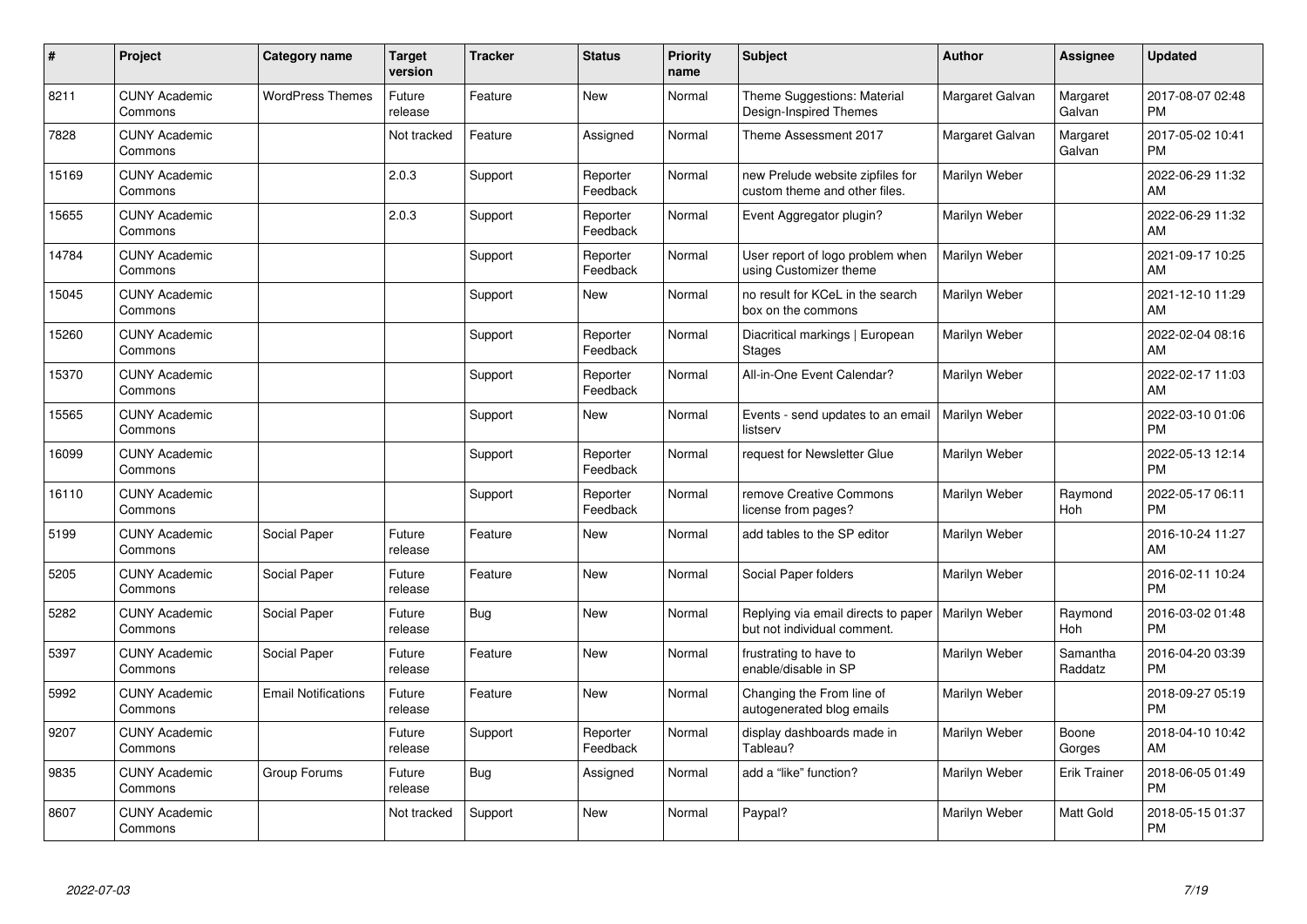| # | Project | Category name | Target version | Tracker | Status | Priority name | Subject | Author | Assignee | Updated |
|---|---|---|---|---|---|---|---|---|---|---|
| 8211 | CUNY Academic Commons | WordPress Themes | Future release | Feature | New | Normal | Theme Suggestions: Material Design-Inspired Themes | Margaret Galvan | Margaret Galvan | 2017-08-07 02:48 PM |
| 7828 | CUNY Academic Commons | | Not tracked | Feature | Assigned | Normal | Theme Assessment 2017 | Margaret Galvan | Margaret Galvan | 2017-05-02 10:41 PM |
| 15169 | CUNY Academic Commons | | 2.0.3 | Support | Reporter Feedback | Normal | new Prelude website zipfiles for custom theme and other files. | Marilyn Weber | | 2022-06-29 11:32 AM |
| 15655 | CUNY Academic Commons | | 2.0.3 | Support | Reporter Feedback | Normal | Event Aggregator plugin? | Marilyn Weber | | 2022-06-29 11:32 AM |
| 14784 | CUNY Academic Commons | | | Support | Reporter Feedback | Normal | User report of logo problem when using Customizer theme | Marilyn Weber | | 2021-09-17 10:25 AM |
| 15045 | CUNY Academic Commons | | | Support | New | Normal | no result for KCeL in the search box on the commons | Marilyn Weber | | 2021-12-10 11:29 AM |
| 15260 | CUNY Academic Commons | | | Support | Reporter Feedback | Normal | Diacritical markings \| European Stages | Marilyn Weber | | 2022-02-04 08:16 AM |
| 15370 | CUNY Academic Commons | | | Support | Reporter Feedback | Normal | All-in-One Event Calendar? | Marilyn Weber | | 2022-02-17 11:03 AM |
| 15565 | CUNY Academic Commons | | | Support | New | Normal | Events - send updates to an email listserv | Marilyn Weber | | 2022-03-10 01:06 PM |
| 16099 | CUNY Academic Commons | | | Support | Reporter Feedback | Normal | request for Newsletter Glue | Marilyn Weber | | 2022-05-13 12:14 PM |
| 16110 | CUNY Academic Commons | | | Support | Reporter Feedback | Normal | remove Creative Commons license from pages? | Marilyn Weber | Raymond Hoh | 2022-05-17 06:11 PM |
| 5199 | CUNY Academic Commons | Social Paper | Future release | Feature | New | Normal | add tables to the SP editor | Marilyn Weber | | 2016-10-24 11:27 AM |
| 5205 | CUNY Academic Commons | Social Paper | Future release | Feature | New | Normal | Social Paper folders | Marilyn Weber | | 2016-02-11 10:24 PM |
| 5282 | CUNY Academic Commons | Social Paper | Future release | Bug | New | Normal | Replying via email directs to paper but not individual comment. | Marilyn Weber | Raymond Hoh | 2016-03-02 01:48 PM |
| 5397 | CUNY Academic Commons | Social Paper | Future release | Feature | New | Normal | frustrating to have to enable/disable in SP | Marilyn Weber | Samantha Raddatz | 2016-04-20 03:39 PM |
| 5992 | CUNY Academic Commons | Email Notifications | Future release | Feature | New | Normal | Changing the From line of autogenerated blog emails | Marilyn Weber | | 2018-09-27 05:19 PM |
| 9207 | CUNY Academic Commons | | Future release | Support | Reporter Feedback | Normal | display dashboards made in Tableau? | Marilyn Weber | Boone Gorges | 2018-04-10 10:42 AM |
| 9835 | CUNY Academic Commons | Group Forums | Future release | Bug | Assigned | Normal | add a "like" function? | Marilyn Weber | Erik Trainer | 2018-06-05 01:49 PM |
| 8607 | CUNY Academic Commons | | Not tracked | Support | New | Normal | Paypal? | Marilyn Weber | Matt Gold | 2018-05-15 01:37 PM |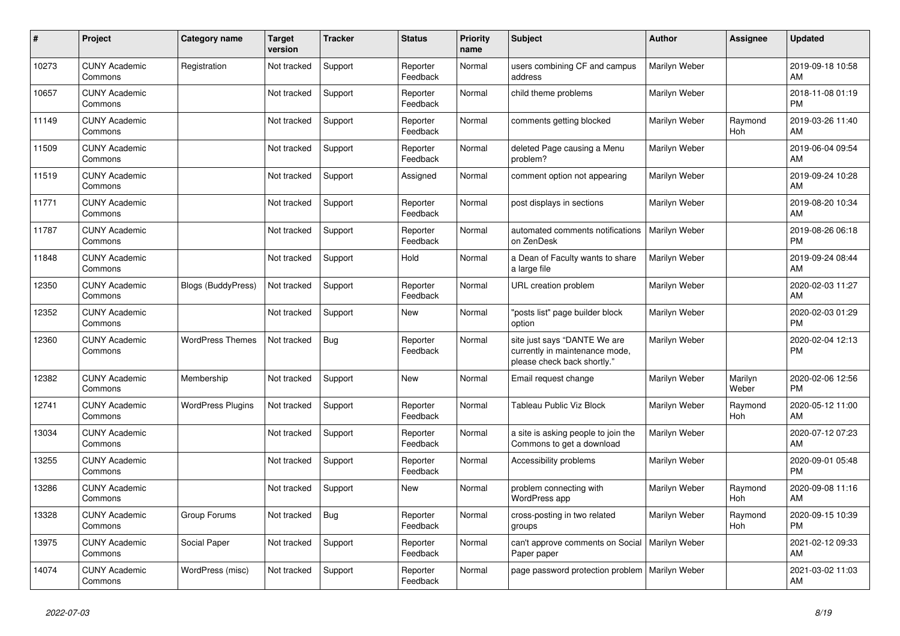| # | Project | Category name | Target version | Tracker | Status | Priority name | Subject | Author | Assignee | Updated |
|---|---|---|---|---|---|---|---|---|---|---|
| 10273 | CUNY Academic Commons | Registration | Not tracked | Support | Reporter Feedback | Normal | users combining CF and campus address | Marilyn Weber | | 2019-09-18 10:58 AM |
| 10657 | CUNY Academic Commons | | Not tracked | Support | Reporter Feedback | Normal | child theme problems | Marilyn Weber | | 2018-11-08 01:19 PM |
| 11149 | CUNY Academic Commons | | Not tracked | Support | Reporter Feedback | Normal | comments getting blocked | Marilyn Weber | Raymond Hoh | 2019-03-26 11:40 AM |
| 11509 | CUNY Academic Commons | | Not tracked | Support | Reporter Feedback | Normal | deleted Page causing a Menu problem? | Marilyn Weber | | 2019-06-04 09:54 AM |
| 11519 | CUNY Academic Commons | | Not tracked | Support | Assigned | Normal | comment option not appearing | Marilyn Weber | | 2019-09-24 10:28 AM |
| 11771 | CUNY Academic Commons | | Not tracked | Support | Reporter Feedback | Normal | post displays in sections | Marilyn Weber | | 2019-08-20 10:34 AM |
| 11787 | CUNY Academic Commons | | Not tracked | Support | Reporter Feedback | Normal | automated comments notifications on ZenDesk | Marilyn Weber | | 2019-08-26 06:18 PM |
| 11848 | CUNY Academic Commons | | Not tracked | Support | Hold | Normal | a Dean of Faculty wants to share a large file | Marilyn Weber | | 2019-09-24 08:44 AM |
| 12350 | CUNY Academic Commons | Blogs (BuddyPress) | Not tracked | Support | Reporter Feedback | Normal | URL creation problem | Marilyn Weber | | 2020-02-03 11:27 AM |
| 12352 | CUNY Academic Commons | | Not tracked | Support | New | Normal | "posts list" page builder block option | Marilyn Weber | | 2020-02-03 01:29 PM |
| 12360 | CUNY Academic Commons | WordPress Themes | Not tracked | Bug | Reporter Feedback | Normal | site just says "DANTE We are currently in maintenance mode, please check back shortly." | Marilyn Weber | | 2020-02-04 12:13 PM |
| 12382 | CUNY Academic Commons | Membership | Not tracked | Support | New | Normal | Email request change | Marilyn Weber | Marilyn Weber | 2020-02-06 12:56 PM |
| 12741 | CUNY Academic Commons | WordPress Plugins | Not tracked | Support | Reporter Feedback | Normal | Tableau Public Viz Block | Marilyn Weber | Raymond Hoh | 2020-05-12 11:00 AM |
| 13034 | CUNY Academic Commons | | Not tracked | Support | Reporter Feedback | Normal | a site is asking people to join the Commons to get a download | Marilyn Weber | | 2020-07-12 07:23 AM |
| 13255 | CUNY Academic Commons | | Not tracked | Support | Reporter Feedback | Normal | Accessibility problems | Marilyn Weber | | 2020-09-01 05:48 PM |
| 13286 | CUNY Academic Commons | | Not tracked | Support | New | Normal | problem connecting with WordPress app | Marilyn Weber | Raymond Hoh | 2020-09-08 11:16 AM |
| 13328 | CUNY Academic Commons | Group Forums | Not tracked | Bug | Reporter Feedback | Normal | cross-posting in two related groups | Marilyn Weber | Raymond Hoh | 2020-09-15 10:39 PM |
| 13975 | CUNY Academic Commons | Social Paper | Not tracked | Support | Reporter Feedback | Normal | can't approve comments on Social Paper paper | Marilyn Weber | | 2021-02-12 09:33 AM |
| 14074 | CUNY Academic Commons | WordPress (misc) | Not tracked | Support | Reporter Feedback | Normal | page password protection problem | Marilyn Weber | | 2021-03-02 11:03 AM |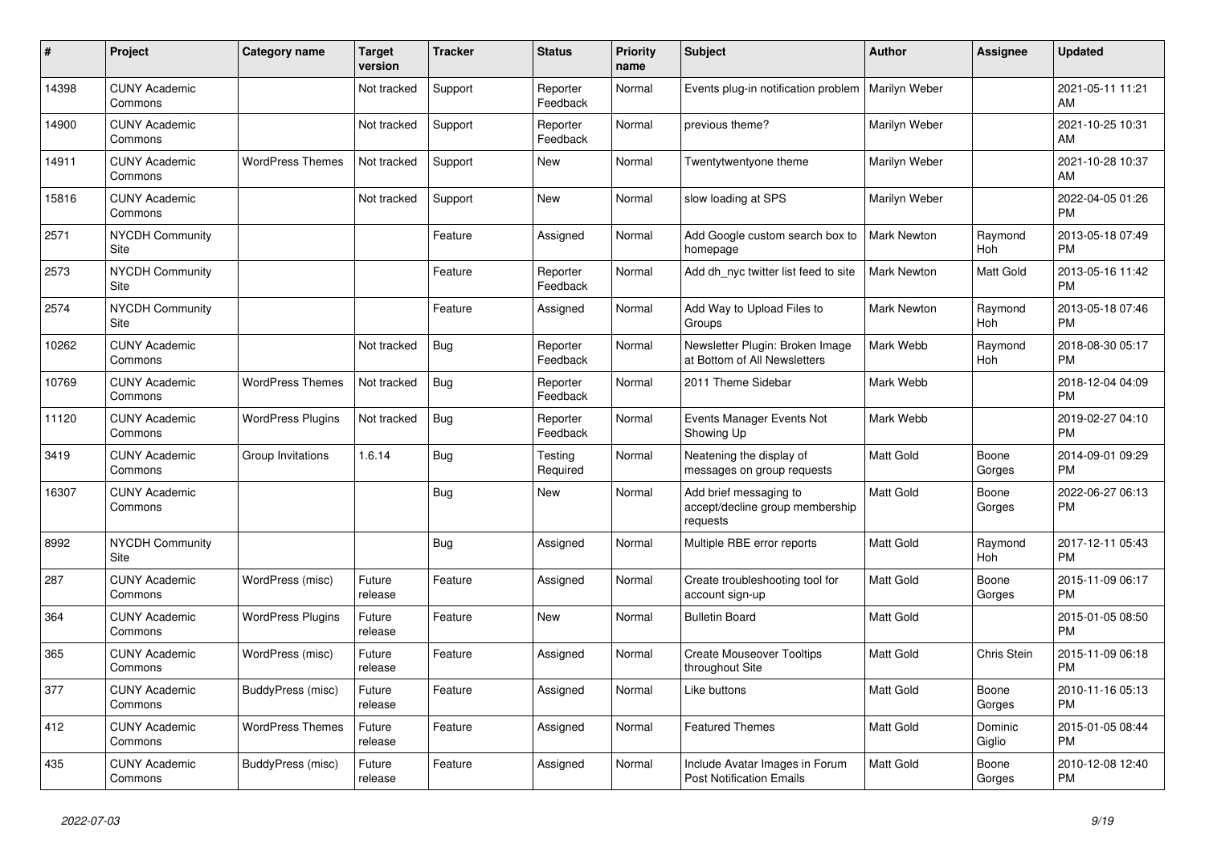| # | Project | Category name | Target version | Tracker | Status | Priority name | Subject | Author | Assignee | Updated |
|---|---|---|---|---|---|---|---|---|---|---|
| 14398 | CUNY Academic Commons | | Not tracked | Support | Reporter Feedback | Normal | Events plug-in notification problem | Marilyn Weber | | 2021-05-11 11:21 AM |
| 14900 | CUNY Academic Commons | | Not tracked | Support | Reporter Feedback | Normal | previous theme? | Marilyn Weber | | 2021-10-25 10:31 AM |
| 14911 | CUNY Academic Commons | WordPress Themes | Not tracked | Support | New | Normal | Twentytwentyone theme | Marilyn Weber | | 2021-10-28 10:37 AM |
| 15816 | CUNY Academic Commons | | Not tracked | Support | New | Normal | slow loading at SPS | Marilyn Weber | | 2022-04-05 01:26 PM |
| 2571 | NYCDH Community Site | | | Feature | Assigned | Normal | Add Google custom search box to homepage | Mark Newton | Raymond Hoh | 2013-05-18 07:49 PM |
| 2573 | NYCDH Community Site | | | Feature | Reporter Feedback | Normal | Add dh_nyc twitter list feed to site | Mark Newton | Matt Gold | 2013-05-16 11:42 PM |
| 2574 | NYCDH Community Site | | | Feature | Assigned | Normal | Add Way to Upload Files to Groups | Mark Newton | Raymond Hoh | 2013-05-18 07:46 PM |
| 10262 | CUNY Academic Commons | | Not tracked | Bug | Reporter Feedback | Normal | Newsletter Plugin: Broken Image at Bottom of All Newsletters | Mark Webb | Raymond Hoh | 2018-08-30 05:17 PM |
| 10769 | CUNY Academic Commons | WordPress Themes | Not tracked | Bug | Reporter Feedback | Normal | 2011 Theme Sidebar | Mark Webb | | 2018-12-04 04:09 PM |
| 11120 | CUNY Academic Commons | WordPress Plugins | Not tracked | Bug | Reporter Feedback | Normal | Events Manager Events Not Showing Up | Mark Webb | | 2019-02-27 04:10 PM |
| 3419 | CUNY Academic Commons | Group Invitations | 1.6.14 | Bug | Testing Required | Normal | Neatening the display of messages on group requests | Matt Gold | Boone Gorges | 2014-09-01 09:29 PM |
| 16307 | CUNY Academic Commons | | | Bug | New | Normal | Add brief messaging to accept/decline group membership requests | Matt Gold | Boone Gorges | 2022-06-27 06:13 PM |
| 8992 | NYCDH Community Site | | | Bug | Assigned | Normal | Multiple RBE error reports | Matt Gold | Raymond Hoh | 2017-12-11 05:43 PM |
| 287 | CUNY Academic Commons | WordPress (misc) | Future release | Feature | Assigned | Normal | Create troubleshooting tool for account sign-up | Matt Gold | Boone Gorges | 2015-11-09 06:17 PM |
| 364 | CUNY Academic Commons | WordPress Plugins | Future release | Feature | New | Normal | Bulletin Board | Matt Gold | | 2015-01-05 08:50 PM |
| 365 | CUNY Academic Commons | WordPress (misc) | Future release | Feature | Assigned | Normal | Create Mouseover Tooltips throughout Site | Matt Gold | Chris Stein | 2015-11-09 06:18 PM |
| 377 | CUNY Academic Commons | BuddyPress (misc) | Future release | Feature | Assigned | Normal | Like buttons | Matt Gold | Boone Gorges | 2010-11-16 05:13 PM |
| 412 | CUNY Academic Commons | WordPress Themes | Future release | Feature | Assigned | Normal | Featured Themes | Matt Gold | Dominic Giglio | 2015-01-05 08:44 PM |
| 435 | CUNY Academic Commons | BuddyPress (misc) | Future release | Feature | Assigned | Normal | Include Avatar Images in Forum Post Notification Emails | Matt Gold | Boone Gorges | 2010-12-08 12:40 PM |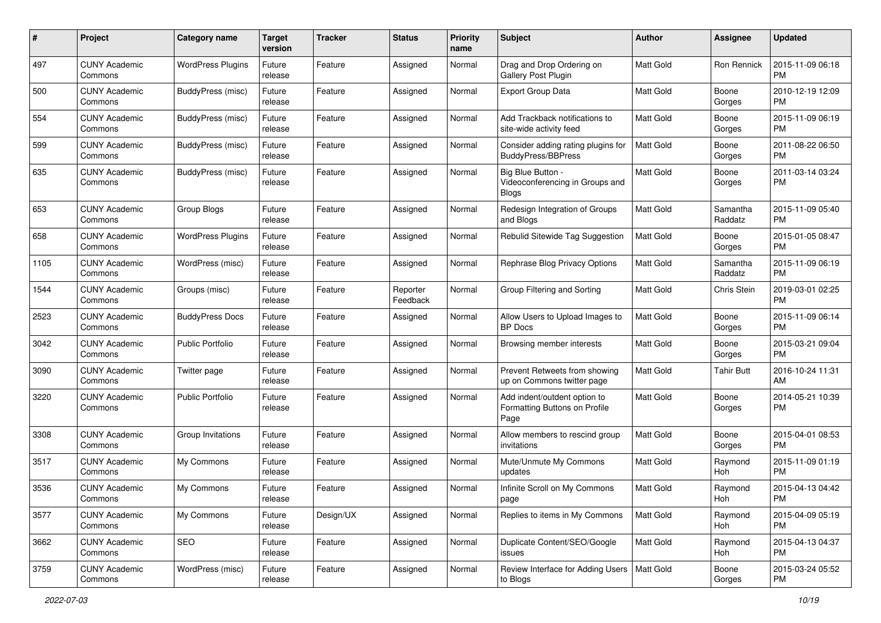| # | Project | Category name | Target version | Tracker | Status | Priority name | Subject | Author | Assignee | Updated |
|---|---|---|---|---|---|---|---|---|---|---|
| 497 | CUNY Academic Commons | WordPress Plugins | Future release | Feature | Assigned | Normal | Drag and Drop Ordering on Gallery Post Plugin | Matt Gold | Ron Rennick | 2015-11-09 06:18 PM |
| 500 | CUNY Academic Commons | BuddyPress (misc) | Future release | Feature | Assigned | Normal | Export Group Data | Matt Gold | Boone Gorges | 2010-12-19 12:09 PM |
| 554 | CUNY Academic Commons | BuddyPress (misc) | Future release | Feature | Assigned | Normal | Add Trackback notifications to site-wide activity feed | Matt Gold | Boone Gorges | 2015-11-09 06:19 PM |
| 599 | CUNY Academic Commons | BuddyPress (misc) | Future release | Feature | Assigned | Normal | Consider adding rating plugins for BuddyPress/BBPress | Matt Gold | Boone Gorges | 2011-08-22 06:50 PM |
| 635 | CUNY Academic Commons | BuddyPress (misc) | Future release | Feature | Assigned | Normal | Big Blue Button - Videoconferencing in Groups and Blogs | Matt Gold | Boone Gorges | 2011-03-14 03:24 PM |
| 653 | CUNY Academic Commons | Group Blogs | Future release | Feature | Assigned | Normal | Redesign Integration of Groups and Blogs | Matt Gold | Samantha Raddatz | 2015-11-09 05:40 PM |
| 658 | CUNY Academic Commons | WordPress Plugins | Future release | Feature | Assigned | Normal | Rebulid Sitewide Tag Suggestion | Matt Gold | Boone Gorges | 2015-01-05 08:47 PM |
| 1105 | CUNY Academic Commons | WordPress (misc) | Future release | Feature | Assigned | Normal | Rephrase Blog Privacy Options | Matt Gold | Samantha Raddatz | 2015-11-09 06:19 PM |
| 1544 | CUNY Academic Commons | Groups (misc) | Future release | Feature | Reporter Feedback | Normal | Group Filtering and Sorting | Matt Gold | Chris Stein | 2019-03-01 02:25 PM |
| 2523 | CUNY Academic Commons | BuddyPress Docs | Future release | Feature | Assigned | Normal | Allow Users to Upload Images to BP Docs | Matt Gold | Boone Gorges | 2015-11-09 06:14 PM |
| 3042 | CUNY Academic Commons | Public Portfolio | Future release | Feature | Assigned | Normal | Browsing member interests | Matt Gold | Boone Gorges | 2015-03-21 09:04 PM |
| 3090 | CUNY Academic Commons | Twitter page | Future release | Feature | Assigned | Normal | Prevent Retweets from showing up on Commons twitter page | Matt Gold | Tahir Butt | 2016-10-24 11:31 AM |
| 3220 | CUNY Academic Commons | Public Portfolio | Future release | Feature | Assigned | Normal | Add indent/outdent option to Formatting Buttons on Profile Page | Matt Gold | Boone Gorges | 2014-05-21 10:39 PM |
| 3308 | CUNY Academic Commons | Group Invitations | Future release | Feature | Assigned | Normal | Allow members to rescind group invitations | Matt Gold | Boone Gorges | 2015-04-01 08:53 PM |
| 3517 | CUNY Academic Commons | My Commons | Future release | Feature | Assigned | Normal | Mute/Unmute My Commons updates | Matt Gold | Raymond Hoh | 2015-11-09 01:19 PM |
| 3536 | CUNY Academic Commons | My Commons | Future release | Feature | Assigned | Normal | Infinite Scroll on My Commons page | Matt Gold | Raymond Hoh | 2015-04-13 04:42 PM |
| 3577 | CUNY Academic Commons | My Commons | Future release | Design/UX | Assigned | Normal | Replies to items in My Commons | Matt Gold | Raymond Hoh | 2015-04-09 05:19 PM |
| 3662 | CUNY Academic Commons | SEO | Future release | Feature | Assigned | Normal | Duplicate Content/SEO/Google issues | Matt Gold | Raymond Hoh | 2015-04-13 04:37 PM |
| 3759 | CUNY Academic Commons | WordPress (misc) | Future release | Feature | Assigned | Normal | Review Interface for Adding Users to Blogs | Matt Gold | Boone Gorges | 2015-03-24 05:52 PM |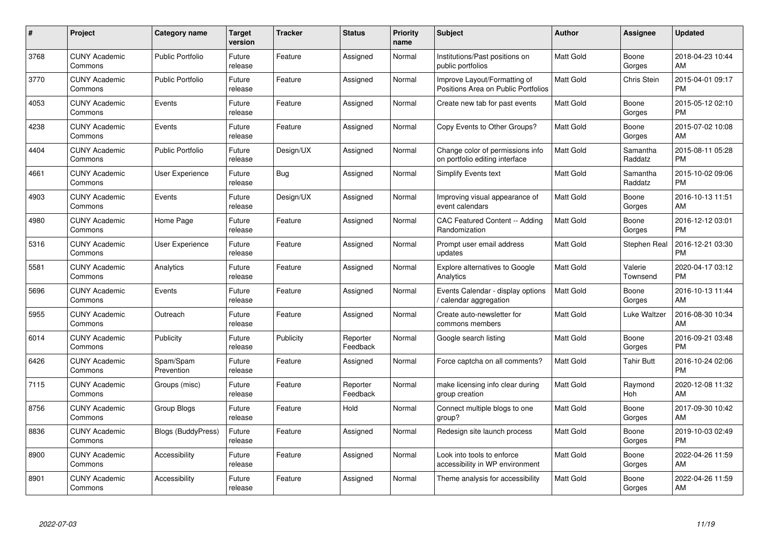| # | Project | Category name | Target version | Tracker | Status | Priority name | Subject | Author | Assignee | Updated |
| --- | --- | --- | --- | --- | --- | --- | --- | --- | --- | --- |
| 3768 | CUNY Academic Commons | Public Portfolio | Future release | Feature | Assigned | Normal | Institutions/Past positions on public portfolios | Matt Gold | Boone Gorges | 2018-04-23 10:44 AM |
| 3770 | CUNY Academic Commons | Public Portfolio | Future release | Feature | Assigned | Normal | Improve Layout/Formatting of Positions Area on Public Portfolios | Matt Gold | Chris Stein | 2015-04-01 09:17 PM |
| 4053 | CUNY Academic Commons | Events | Future release | Feature | Assigned | Normal | Create new tab for past events | Matt Gold | Boone Gorges | 2015-05-12 02:10 PM |
| 4238 | CUNY Academic Commons | Events | Future release | Feature | Assigned | Normal | Copy Events to Other Groups? | Matt Gold | Boone Gorges | 2015-07-02 10:08 AM |
| 4404 | CUNY Academic Commons | Public Portfolio | Future release | Design/UX | Assigned | Normal | Change color of permissions info on portfolio editing interface | Matt Gold | Samantha Raddatz | 2015-08-11 05:28 PM |
| 4661 | CUNY Academic Commons | User Experience | Future release | Bug | Assigned | Normal | Simplify Events text | Matt Gold | Samantha Raddatz | 2015-10-02 09:06 PM |
| 4903 | CUNY Academic Commons | Events | Future release | Design/UX | Assigned | Normal | Improving visual appearance of event calendars | Matt Gold | Boone Gorges | 2016-10-13 11:51 AM |
| 4980 | CUNY Academic Commons | Home Page | Future release | Feature | Assigned | Normal | CAC Featured Content -- Adding Randomization | Matt Gold | Boone Gorges | 2016-12-12 03:01 PM |
| 5316 | CUNY Academic Commons | User Experience | Future release | Feature | Assigned | Normal | Prompt user email address updates | Matt Gold | Stephen Real | 2016-12-21 03:30 PM |
| 5581 | CUNY Academic Commons | Analytics | Future release | Feature | Assigned | Normal | Explore alternatives to Google Analytics | Matt Gold | Valerie Townsend | 2020-04-17 03:12 PM |
| 5696 | CUNY Academic Commons | Events | Future release | Feature | Assigned | Normal | Events Calendar - display options / calendar aggregation | Matt Gold | Boone Gorges | 2016-10-13 11:44 AM |
| 5955 | CUNY Academic Commons | Outreach | Future release | Feature | Assigned | Normal | Create auto-newsletter for commons members | Matt Gold | Luke Waltzer | 2016-08-30 10:34 AM |
| 6014 | CUNY Academic Commons | Publicity | Future release | Publicity | Reporter Feedback | Normal | Google search listing | Matt Gold | Boone Gorges | 2016-09-21 03:48 PM |
| 6426 | CUNY Academic Commons | Spam/Spam Prevention | Future release | Feature | Assigned | Normal | Force captcha on all comments? | Matt Gold | Tahir Butt | 2016-10-24 02:06 PM |
| 7115 | CUNY Academic Commons | Groups (misc) | Future release | Feature | Reporter Feedback | Normal | make licensing info clear during group creation | Matt Gold | Raymond Hoh | 2020-12-08 11:32 AM |
| 8756 | CUNY Academic Commons | Group Blogs | Future release | Feature | Hold | Normal | Connect multiple blogs to one group? | Matt Gold | Boone Gorges | 2017-09-30 10:42 AM |
| 8836 | CUNY Academic Commons | Blogs (BuddyPress) | Future release | Feature | Assigned | Normal | Redesign site launch process | Matt Gold | Boone Gorges | 2019-10-03 02:49 PM |
| 8900 | CUNY Academic Commons | Accessibility | Future release | Feature | Assigned | Normal | Look into tools to enforce accessibility in WP environment | Matt Gold | Boone Gorges | 2022-04-26 11:59 AM |
| 8901 | CUNY Academic Commons | Accessibility | Future release | Feature | Assigned | Normal | Theme analysis for accessibility | Matt Gold | Boone Gorges | 2022-04-26 11:59 AM |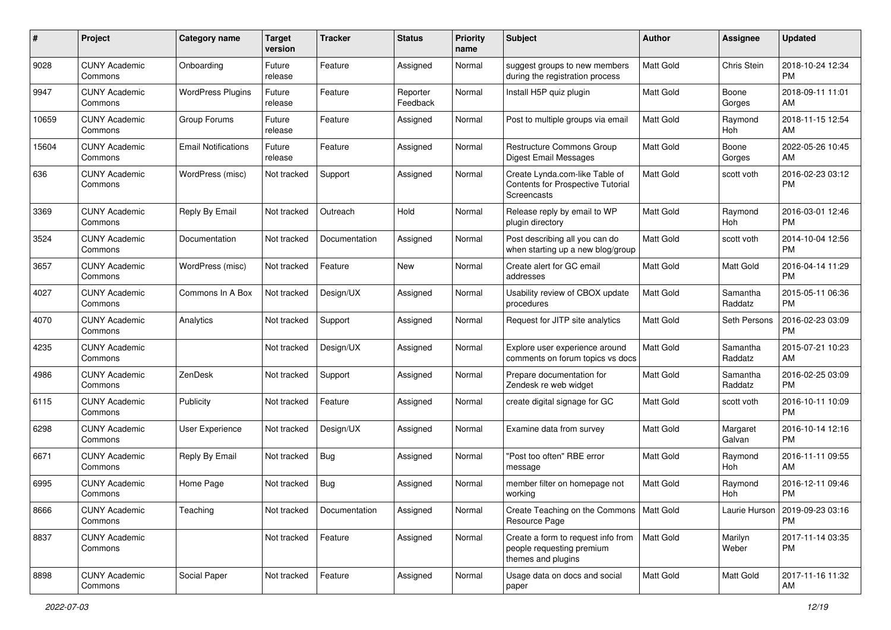| # | Project | Category name | Target version | Tracker | Status | Priority name | Subject | Author | Assignee | Updated |
|---|---|---|---|---|---|---|---|---|---|---|
| 9028 | CUNY Academic Commons | Onboarding | Future release | Feature | Assigned | Normal | suggest groups to new members during the registration process | Matt Gold | Chris Stein | 2018-10-24 12:34 PM |
| 9947 | CUNY Academic Commons | WordPress Plugins | Future release | Feature | Reporter Feedback | Normal | Install H5P quiz plugin | Matt Gold | Boone Gorges | 2018-09-11 11:01 AM |
| 10659 | CUNY Academic Commons | Group Forums | Future release | Feature | Assigned | Normal | Post to multiple groups via email | Matt Gold | Raymond Hoh | 2018-11-15 12:54 AM |
| 15604 | CUNY Academic Commons | Email Notifications | Future release | Feature | Assigned | Normal | Restructure Commons Group Digest Email Messages | Matt Gold | Boone Gorges | 2022-05-26 10:45 AM |
| 636 | CUNY Academic Commons | WordPress (misc) | Not tracked | Support | Assigned | Normal | Create Lynda.com-like Table of Contents for Prospective Tutorial Screencasts | Matt Gold | scott voth | 2016-02-23 03:12 PM |
| 3369 | CUNY Academic Commons | Reply By Email | Not tracked | Outreach | Hold | Normal | Release reply by email to WP plugin directory | Matt Gold | Raymond Hoh | 2016-03-01 12:46 PM |
| 3524 | CUNY Academic Commons | Documentation | Not tracked | Documentation | Assigned | Normal | Post describing all you can do when starting up a new blog/group | Matt Gold | scott voth | 2014-10-04 12:56 PM |
| 3657 | CUNY Academic Commons | WordPress (misc) | Not tracked | Feature | New | Normal | Create alert for GC email addresses | Matt Gold | Matt Gold | 2016-04-14 11:29 PM |
| 4027 | CUNY Academic Commons | Commons In A Box | Not tracked | Design/UX | Assigned | Normal | Usability review of CBOX update procedures | Matt Gold | Samantha Raddatz | 2015-05-11 06:36 PM |
| 4070 | CUNY Academic Commons | Analytics | Not tracked | Support | Assigned | Normal | Request for JITP site analytics | Matt Gold | Seth Persons | 2016-02-23 03:09 PM |
| 4235 | CUNY Academic Commons | | Not tracked | Design/UX | Assigned | Normal | Explore user experience around comments on forum topics vs docs | Matt Gold | Samantha Raddatz | 2015-07-21 10:23 AM |
| 4986 | CUNY Academic Commons | ZenDesk | Not tracked | Support | Assigned | Normal | Prepare documentation for Zendesk re web widget | Matt Gold | Samantha Raddatz | 2016-02-25 03:09 PM |
| 6115 | CUNY Academic Commons | Publicity | Not tracked | Feature | Assigned | Normal | create digital signage for GC | Matt Gold | scott voth | 2016-10-11 10:09 PM |
| 6298 | CUNY Academic Commons | User Experience | Not tracked | Design/UX | Assigned | Normal | Examine data from survey | Matt Gold | Margaret Galvan | 2016-10-14 12:16 PM |
| 6671 | CUNY Academic Commons | Reply By Email | Not tracked | Bug | Assigned | Normal | "Post too often" RBE error message | Matt Gold | Raymond Hoh | 2016-11-11 09:55 AM |
| 6995 | CUNY Academic Commons | Home Page | Not tracked | Bug | Assigned | Normal | member filter on homepage not working | Matt Gold | Raymond Hoh | 2016-12-11 09:46 PM |
| 8666 | CUNY Academic Commons | Teaching | Not tracked | Documentation | Assigned | Normal | Create Teaching on the Commons Resource Page | Matt Gold | Laurie Hurson | 2019-09-23 03:16 PM |
| 8837 | CUNY Academic Commons | | Not tracked | Feature | Assigned | Normal | Create a form to request info from people requesting premium themes and plugins | Matt Gold | Marilyn Weber | 2017-11-14 03:35 PM |
| 8898 | CUNY Academic Commons | Social Paper | Not tracked | Feature | Assigned | Normal | Usage data on docs and social paper | Matt Gold | Matt Gold | 2017-11-16 11:32 AM |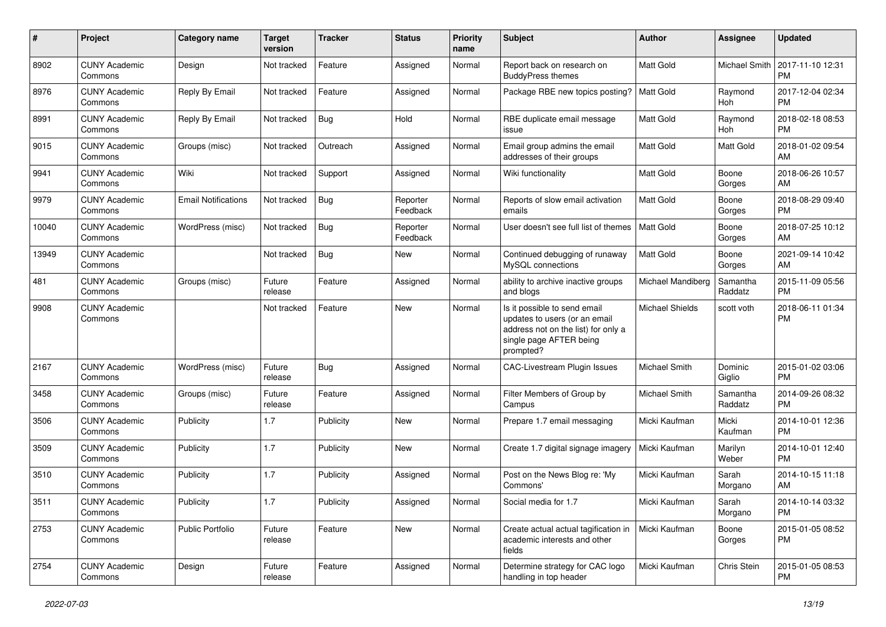| # | Project | Category name | Target version | Tracker | Status | Priority name | Subject | Author | Assignee | Updated |
|---|---|---|---|---|---|---|---|---|---|---|
| 8902 | CUNY Academic Commons | Design | Not tracked | Feature | Assigned | Normal | Report back on research on BuddyPress themes | Matt Gold | Michael Smith | 2017-11-10 12:31 PM |
| 8976 | CUNY Academic Commons | Reply By Email | Not tracked | Feature | Assigned | Normal | Package RBE new topics posting? | Matt Gold | Raymond Hoh | 2017-12-04 02:34 PM |
| 8991 | CUNY Academic Commons | Reply By Email | Not tracked | Bug | Hold | Normal | RBE duplicate email message issue | Matt Gold | Raymond Hoh | 2018-02-18 08:53 PM |
| 9015 | CUNY Academic Commons | Groups (misc) | Not tracked | Outreach | Assigned | Normal | Email group admins the email addresses of their groups | Matt Gold | Matt Gold | 2018-01-02 09:54 AM |
| 9941 | CUNY Academic Commons | Wiki | Not tracked | Support | Assigned | Normal | Wiki functionality | Matt Gold | Boone Gorges | 2018-06-26 10:57 AM |
| 9979 | CUNY Academic Commons | Email Notifications | Not tracked | Bug | Reporter Feedback | Normal | Reports of slow email activation emails | Matt Gold | Boone Gorges | 2018-08-29 09:40 PM |
| 10040 | CUNY Academic Commons | WordPress (misc) | Not tracked | Bug | Reporter Feedback | Normal | User doesn't see full list of themes | Matt Gold | Boone Gorges | 2018-07-25 10:12 AM |
| 13949 | CUNY Academic Commons | | Not tracked | Bug | New | Normal | Continued debugging of runaway MySQL connections | Matt Gold | Boone Gorges | 2021-09-14 10:42 AM |
| 481 | CUNY Academic Commons | Groups (misc) | Future release | Feature | Assigned | Normal | ability to archive inactive groups and blogs | Michael Mandiberg | Samantha Raddatz | 2015-11-09 05:56 PM |
| 9908 | CUNY Academic Commons | | Not tracked | Feature | New | Normal | Is it possible to send email updates to users (or an email address not on the list) for only a single page AFTER being prompted? | Michael Shields | scott voth | 2018-06-11 01:34 PM |
| 2167 | CUNY Academic Commons | WordPress (misc) | Future release | Bug | Assigned | Normal | CAC-Livestream Plugin Issues | Michael Smith | Dominic Giglio | 2015-01-02 03:06 PM |
| 3458 | CUNY Academic Commons | Groups (misc) | Future release | Feature | Assigned | Normal | Filter Members of Group by Campus | Michael Smith | Samantha Raddatz | 2014-09-26 08:32 PM |
| 3506 | CUNY Academic Commons | Publicity | 1.7 | Publicity | New | Normal | Prepare 1.7 email messaging | Micki Kaufman | Micki Kaufman | 2014-10-01 12:36 PM |
| 3509 | CUNY Academic Commons | Publicity | 1.7 | Publicity | New | Normal | Create 1.7 digital signage imagery | Micki Kaufman | Marilyn Weber | 2014-10-01 12:40 PM |
| 3510 | CUNY Academic Commons | Publicity | 1.7 | Publicity | Assigned | Normal | Post on the News Blog re: 'My Commons' | Micki Kaufman | Sarah Morgano | 2014-10-15 11:18 AM |
| 3511 | CUNY Academic Commons | Publicity | 1.7 | Publicity | Assigned | Normal | Social media for 1.7 | Micki Kaufman | Sarah Morgano | 2014-10-14 03:32 PM |
| 2753 | CUNY Academic Commons | Public Portfolio | Future release | Feature | New | Normal | Create actual actual tagification in academic interests and other fields | Micki Kaufman | Boone Gorges | 2015-01-05 08:52 PM |
| 2754 | CUNY Academic Commons | Design | Future release | Feature | Assigned | Normal | Determine strategy for CAC logo handling in top header | Micki Kaufman | Chris Stein | 2015-01-05 08:53 PM |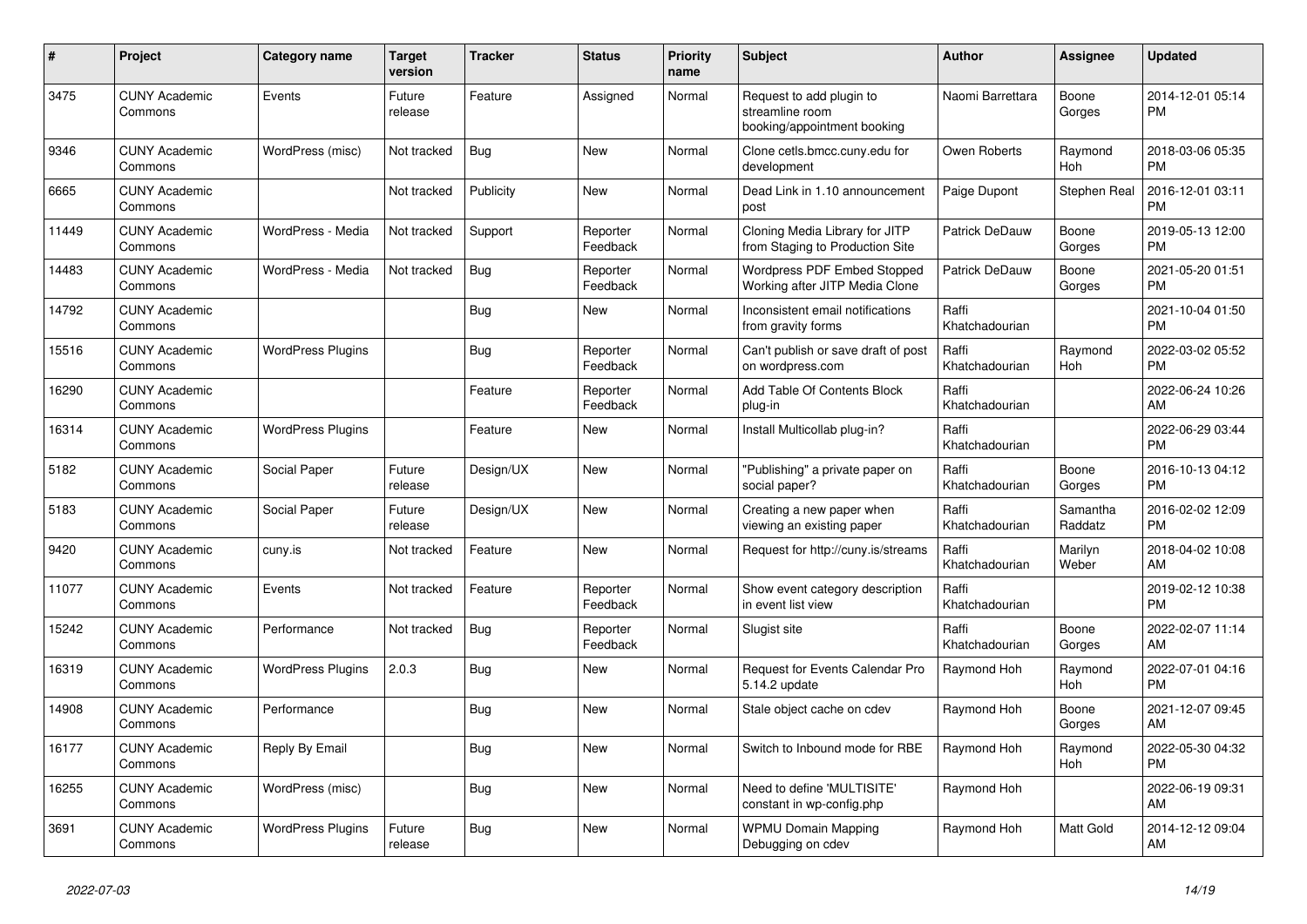| # | Project | Category name | Target version | Tracker | Status | Priority name | Subject | Author | Assignee | Updated |
|---|---|---|---|---|---|---|---|---|---|---|
| 3475 | CUNY Academic Commons | Events | Future release | Feature | Assigned | Normal | Request to add plugin to streamline room booking/appointment booking | Naomi Barrettara | Boone Gorges | 2014-12-01 05:14 PM |
| 9346 | CUNY Academic Commons | WordPress (misc) | Not tracked | Bug | New | Normal | Clone cetls.bmcc.cuny.edu for development | Owen Roberts | Raymond Hoh | 2018-03-06 05:35 PM |
| 6665 | CUNY Academic Commons | | Not tracked | Publicity | New | Normal | Dead Link in 1.10 announcement post | Paige Dupont | Stephen Real | 2016-12-01 03:11 PM |
| 11449 | CUNY Academic Commons | WordPress - Media | Not tracked | Support | Reporter Feedback | Normal | Cloning Media Library for JITP from Staging to Production Site | Patrick DeDauw | Boone Gorges | 2019-05-13 12:00 PM |
| 14483 | CUNY Academic Commons | WordPress - Media | Not tracked | Bug | Reporter Feedback | Normal | Wordpress PDF Embed Stopped Working after JITP Media Clone | Patrick DeDauw | Boone Gorges | 2021-05-20 01:51 PM |
| 14792 | CUNY Academic Commons | | | Bug | New | Normal | Inconsistent email notifications from gravity forms | Raffi Khatchadourian | | 2021-10-04 01:50 PM |
| 15516 | CUNY Academic Commons | WordPress Plugins | | Bug | Reporter Feedback | Normal | Can't publish or save draft of post on wordpress.com | Raffi Khatchadourian | Raymond Hoh | 2022-03-02 05:52 PM |
| 16290 | CUNY Academic Commons | | | Feature | Reporter Feedback | Normal | Add Table Of Contents Block plug-in | Raffi Khatchadourian | | 2022-06-24 10:26 AM |
| 16314 | CUNY Academic Commons | WordPress Plugins | | Feature | New | Normal | Install Multicollab plug-in? | Raffi Khatchadourian | | 2022-06-29 03:44 PM |
| 5182 | CUNY Academic Commons | Social Paper | Future release | Design/UX | New | Normal | "Publishing" a private paper on social paper? | Raffi Khatchadourian | Boone Gorges | 2016-10-13 04:12 PM |
| 5183 | CUNY Academic Commons | Social Paper | Future release | Design/UX | New | Normal | Creating a new paper when viewing an existing paper | Raffi Khatchadourian | Samantha Raddatz | 2016-02-02 12:09 PM |
| 9420 | CUNY Academic Commons | cuny.is | Not tracked | Feature | New | Normal | Request for http://cuny.is/streams | Raffi Khatchadourian | Marilyn Weber | 2018-04-02 10:08 AM |
| 11077 | CUNY Academic Commons | Events | Not tracked | Feature | Reporter Feedback | Normal | Show event category description in event list view | Raffi Khatchadourian | | 2019-02-12 10:38 PM |
| 15242 | CUNY Academic Commons | Performance | Not tracked | Bug | Reporter Feedback | Normal | Slugist site | Raffi Khatchadourian | Boone Gorges | 2022-02-07 11:14 AM |
| 16319 | CUNY Academic Commons | WordPress Plugins | 2.0.3 | Bug | New | Normal | Request for Events Calendar Pro 5.14.2 update | Raymond Hoh | Raymond Hoh | 2022-07-01 04:16 PM |
| 14908 | CUNY Academic Commons | Performance | | Bug | New | Normal | Stale object cache on cdev | Raymond Hoh | Boone Gorges | 2021-12-07 09:45 AM |
| 16177 | CUNY Academic Commons | Reply By Email | | Bug | New | Normal | Switch to Inbound mode for RBE | Raymond Hoh | Raymond Hoh | 2022-05-30 04:32 PM |
| 16255 | CUNY Academic Commons | WordPress (misc) | | Bug | New | Normal | Need to define 'MULTISITE' constant in wp-config.php | Raymond Hoh | | 2022-06-19 09:31 AM |
| 3691 | CUNY Academic Commons | WordPress Plugins | Future release | Bug | New | Normal | WPMU Domain Mapping Debugging on cdev | Raymond Hoh | Matt Gold | 2014-12-12 09:04 AM |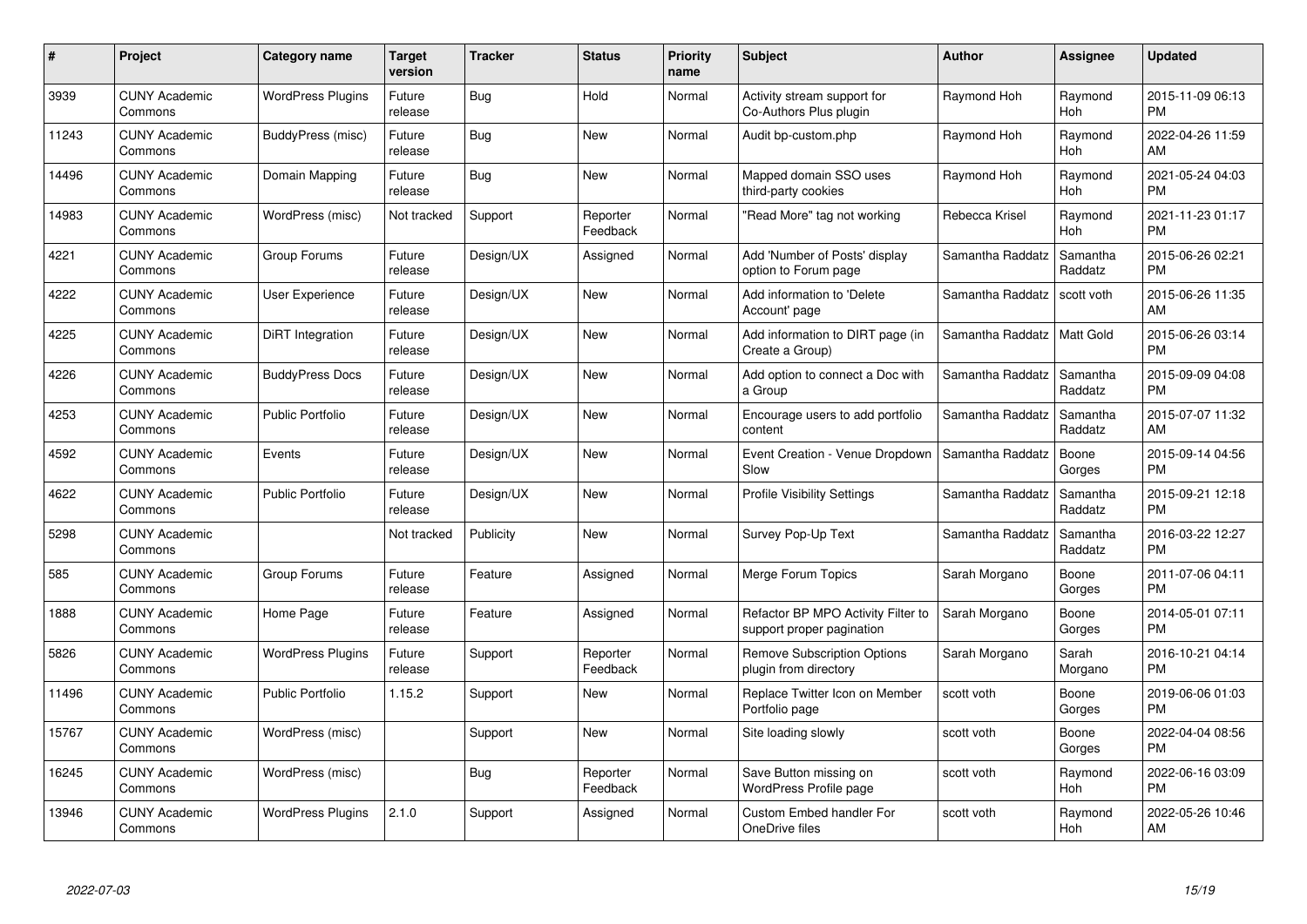| # | Project | Category name | Target version | Tracker | Status | Priority name | Subject | Author | Assignee | Updated |
|---|---|---|---|---|---|---|---|---|---|---|
| 3939 | CUNY Academic Commons | WordPress Plugins | Future release | Bug | Hold | Normal | Activity stream support for Co-Authors Plus plugin | Raymond Hoh | Raymond Hoh | 2015-11-09 06:13 PM |
| 11243 | CUNY Academic Commons | BuddyPress (misc) | Future release | Bug | New | Normal | Audit bp-custom.php | Raymond Hoh | Raymond Hoh | 2022-04-26 11:59 AM |
| 14496 | CUNY Academic Commons | Domain Mapping | Future release | Bug | New | Normal | Mapped domain SSO uses third-party cookies | Raymond Hoh | Raymond Hoh | 2021-05-24 04:03 PM |
| 14983 | CUNY Academic Commons | WordPress (misc) | Not tracked | Support | Reporter Feedback | Normal | "Read More" tag not working | Rebecca Krisel | Raymond Hoh | 2021-11-23 01:17 PM |
| 4221 | CUNY Academic Commons | Group Forums | Future release | Design/UX | Assigned | Normal | Add 'Number of Posts' display option to Forum page | Samantha Raddatz | Samantha Raddatz | 2015-06-26 02:21 PM |
| 4222 | CUNY Academic Commons | User Experience | Future release | Design/UX | New | Normal | Add information to 'Delete Account' page | Samantha Raddatz | scott voth | 2015-06-26 11:35 AM |
| 4225 | CUNY Academic Commons | DiRT Integration | Future release | Design/UX | New | Normal | Add information to DIRT page (in Create a Group) | Samantha Raddatz | Matt Gold | 2015-06-26 03:14 PM |
| 4226 | CUNY Academic Commons | BuddyPress Docs | Future release | Design/UX | New | Normal | Add option to connect a Doc with a Group | Samantha Raddatz | Samantha Raddatz | 2015-09-09 04:08 PM |
| 4253 | CUNY Academic Commons | Public Portfolio | Future release | Design/UX | New | Normal | Encourage users to add portfolio content | Samantha Raddatz | Samantha Raddatz | 2015-07-07 11:32 AM |
| 4592 | CUNY Academic Commons | Events | Future release | Design/UX | New | Normal | Event Creation - Venue Dropdown Slow | Samantha Raddatz | Boone Gorges | 2015-09-14 04:56 PM |
| 4622 | CUNY Academic Commons | Public Portfolio | Future release | Design/UX | New | Normal | Profile Visibility Settings | Samantha Raddatz | Samantha Raddatz | 2015-09-21 12:18 PM |
| 5298 | CUNY Academic Commons | | Not tracked | Publicity | New | Normal | Survey Pop-Up Text | Samantha Raddatz | Samantha Raddatz | 2016-03-22 12:27 PM |
| 585 | CUNY Academic Commons | Group Forums | Future release | Feature | Assigned | Normal | Merge Forum Topics | Sarah Morgano | Boone Gorges | 2011-07-06 04:11 PM |
| 1888 | CUNY Academic Commons | Home Page | Future release | Feature | Assigned | Normal | Refactor BP MPO Activity Filter to support proper pagination | Sarah Morgano | Boone Gorges | 2014-05-01 07:11 PM |
| 5826 | CUNY Academic Commons | WordPress Plugins | Future release | Support | Reporter Feedback | Normal | Remove Subscription Options plugin from directory | Sarah Morgano | Sarah Morgano | 2016-10-21 04:14 PM |
| 11496 | CUNY Academic Commons | Public Portfolio | 1.15.2 | Support | New | Normal | Replace Twitter Icon on Member Portfolio page | scott voth | Boone Gorges | 2019-06-06 01:03 PM |
| 15767 | CUNY Academic Commons | WordPress (misc) | | Support | New | Normal | Site loading slowly | scott voth | Boone Gorges | 2022-04-04 08:56 PM |
| 16245 | CUNY Academic Commons | WordPress (misc) | | Bug | Reporter Feedback | Normal | Save Button missing on WordPress Profile page | scott voth | Raymond Hoh | 2022-06-16 03:09 PM |
| 13946 | CUNY Academic Commons | WordPress Plugins | 2.1.0 | Support | Assigned | Normal | Custom Embed handler For OneDrive files | scott voth | Raymond Hoh | 2022-05-26 10:46 AM |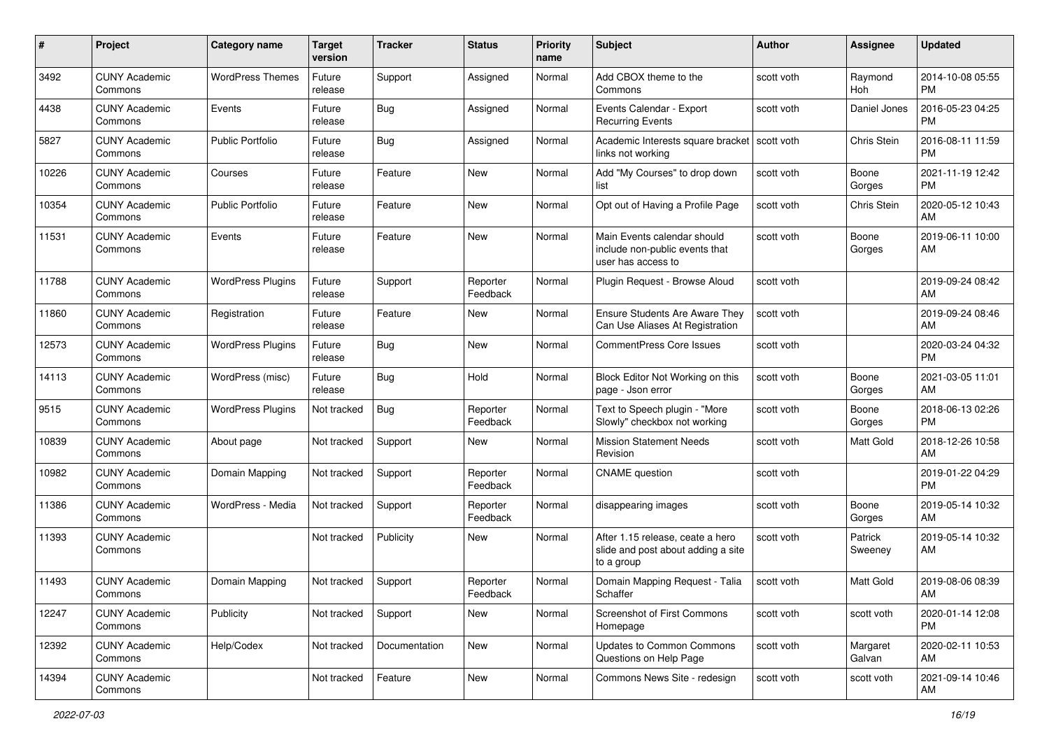| # | Project | Category name | Target version | Tracker | Status | Priority name | Subject | Author | Assignee | Updated |
|---|---|---|---|---|---|---|---|---|---|---|
| 3492 | CUNY Academic Commons | WordPress Themes | Future release | Support | Assigned | Normal | Add CBOX theme to the Commons | scott voth | Raymond Hoh | 2014-10-08 05:55 PM |
| 4438 | CUNY Academic Commons | Events | Future release | Bug | Assigned | Normal | Events Calendar - Export Recurring Events | scott voth | Daniel Jones | 2016-05-23 04:25 PM |
| 5827 | CUNY Academic Commons | Public Portfolio | Future release | Bug | Assigned | Normal | Academic Interests square bracket links not working | scott voth | Chris Stein | 2016-08-11 11:59 PM |
| 10226 | CUNY Academic Commons | Courses | Future release | Feature | New | Normal | Add "My Courses" to drop down list | scott voth | Boone Gorges | 2021-11-19 12:42 PM |
| 10354 | CUNY Academic Commons | Public Portfolio | Future release | Feature | New | Normal | Opt out of Having a Profile Page | scott voth | Chris Stein | 2020-05-12 10:43 AM |
| 11531 | CUNY Academic Commons | Events | Future release | Feature | New | Normal | Main Events calendar should include non-public events that user has access to | scott voth | Boone Gorges | 2019-06-11 10:00 AM |
| 11788 | CUNY Academic Commons | WordPress Plugins | Future release | Support | Reporter Feedback | Normal | Plugin Request - Browse Aloud | scott voth | | 2019-09-24 08:42 AM |
| 11860 | CUNY Academic Commons | Registration | Future release | Feature | New | Normal | Ensure Students Are Aware They Can Use Aliases At Registration | scott voth | | 2019-09-24 08:46 AM |
| 12573 | CUNY Academic Commons | WordPress Plugins | Future release | Bug | New | Normal | CommentPress Core Issues | scott voth | | 2020-03-24 04:32 PM |
| 14113 | CUNY Academic Commons | WordPress (misc) | Future release | Bug | Hold | Normal | Block Editor Not Working on this page - Json error | scott voth | Boone Gorges | 2021-03-05 11:01 AM |
| 9515 | CUNY Academic Commons | WordPress Plugins | Not tracked | Bug | Reporter Feedback | Normal | Text to Speech plugin - "More Slowly" checkbox not working | scott voth | Boone Gorges | 2018-06-13 02:26 PM |
| 10839 | CUNY Academic Commons | About page | Not tracked | Support | New | Normal | Mission Statement Needs Revision | scott voth | Matt Gold | 2018-12-26 10:58 AM |
| 10982 | CUNY Academic Commons | Domain Mapping | Not tracked | Support | Reporter Feedback | Normal | CNAME question | scott voth | | 2019-01-22 04:29 PM |
| 11386 | CUNY Academic Commons | WordPress - Media | Not tracked | Support | Reporter Feedback | Normal | disappearing images | scott voth | Boone Gorges | 2019-05-14 10:32 AM |
| 11393 | CUNY Academic Commons | | Not tracked | Publicity | New | Normal | After 1.15 release, ceate a hero slide and post about adding a site to a group | scott voth | Patrick Sweeney | 2019-05-14 10:32 AM |
| 11493 | CUNY Academic Commons | Domain Mapping | Not tracked | Support | Reporter Feedback | Normal | Domain Mapping Request - Talia Schaffer | scott voth | Matt Gold | 2019-08-06 08:39 AM |
| 12247 | CUNY Academic Commons | Publicity | Not tracked | Support | New | Normal | Screenshot of First Commons Homepage | scott voth | scott voth | 2020-01-14 12:08 PM |
| 12392 | CUNY Academic Commons | Help/Codex | Not tracked | Documentation | New | Normal | Updates to Common Commons Questions on Help Page | scott voth | Margaret Galvan | 2020-02-11 10:53 AM |
| 14394 | CUNY Academic Commons | | Not tracked | Feature | New | Normal | Commons News Site - redesign | scott voth | scott voth | 2021-09-14 10:46 AM |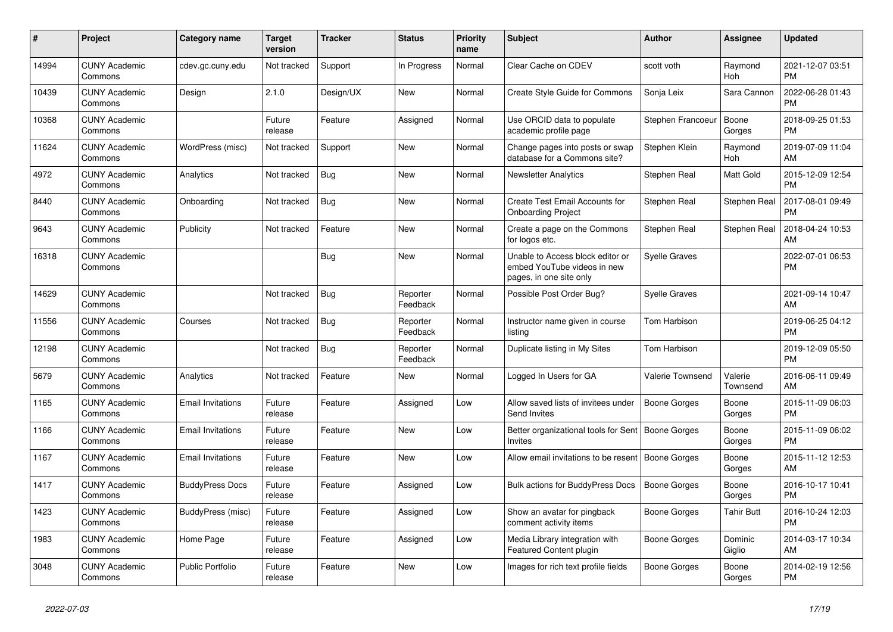| # | Project | Category name | Target version | Tracker | Status | Priority name | Subject | Author | Assignee | Updated |
|---|---|---|---|---|---|---|---|---|---|---|
| 14994 | CUNY Academic Commons | cdev.gc.cuny.edu | Not tracked | Support | In Progress | Normal | Clear Cache on CDEV | scott voth | Raymond Hoh | 2021-12-07 03:51 PM |
| 10439 | CUNY Academic Commons | Design | 2.1.0 | Design/UX | New | Normal | Create Style Guide for Commons | Sonja Leix | Sara Cannon | 2022-06-28 01:43 PM |
| 10368 | CUNY Academic Commons | | Future release | Feature | Assigned | Normal | Use ORCID data to populate academic profile page | Stephen Francoeur | Boone Gorges | 2018-09-25 01:53 PM |
| 11624 | CUNY Academic Commons | WordPress (misc) | Not tracked | Support | New | Normal | Change pages into posts or swap database for a Commons site? | Stephen Klein | Raymond Hoh | 2019-07-09 11:04 AM |
| 4972 | CUNY Academic Commons | Analytics | Not tracked | Bug | New | Normal | Newsletter Analytics | Stephen Real | Matt Gold | 2015-12-09 12:54 PM |
| 8440 | CUNY Academic Commons | Onboarding | Not tracked | Bug | New | Normal | Create Test Email Accounts for Onboarding Project | Stephen Real | Stephen Real | 2017-08-01 09:49 PM |
| 9643 | CUNY Academic Commons | Publicity | Not tracked | Feature | New | Normal | Create a page on the Commons for logos etc. | Stephen Real | Stephen Real | 2018-04-24 10:53 AM |
| 16318 | CUNY Academic Commons | | | Bug | New | Normal | Unable to Access block editor or embed YouTube videos in new pages, in one site only | Syelle Graves | | 2022-07-01 06:53 PM |
| 14629 | CUNY Academic Commons | | Not tracked | Bug | Reporter Feedback | Normal | Possible Post Order Bug? | Syelle Graves | | 2021-09-14 10:47 AM |
| 11556 | CUNY Academic Commons | Courses | Not tracked | Bug | Reporter Feedback | Normal | Instructor name given in course listing | Tom Harbison | | 2019-06-25 04:12 PM |
| 12198 | CUNY Academic Commons | | Not tracked | Bug | Reporter Feedback | Normal | Duplicate listing in My Sites | Tom Harbison | | 2019-12-09 05:50 PM |
| 5679 | CUNY Academic Commons | Analytics | Not tracked | Feature | New | Normal | Logged In Users for GA | Valerie Townsend | Valerie Townsend | 2016-06-11 09:49 AM |
| 1165 | CUNY Academic Commons | Email Invitations | Future release | Feature | Assigned | Low | Allow saved lists of invitees under Send Invites | Boone Gorges | Boone Gorges | 2015-11-09 06:03 PM |
| 1166 | CUNY Academic Commons | Email Invitations | Future release | Feature | New | Low | Better organizational tools for Sent Invites | Boone Gorges | Boone Gorges | 2015-11-09 06:02 PM |
| 1167 | CUNY Academic Commons | Email Invitations | Future release | Feature | New | Low | Allow email invitations to be resent | Boone Gorges | Boone Gorges | 2015-11-12 12:53 AM |
| 1417 | CUNY Academic Commons | BuddyPress Docs | Future release | Feature | Assigned | Low | Bulk actions for BuddyPress Docs | Boone Gorges | Boone Gorges | 2016-10-17 10:41 PM |
| 1423 | CUNY Academic Commons | BuddyPress (misc) | Future release | Feature | Assigned | Low | Show an avatar for pingback comment activity items | Boone Gorges | Tahir Butt | 2016-10-24 12:03 PM |
| 1983 | CUNY Academic Commons | Home Page | Future release | Feature | Assigned | Low | Media Library integration with Featured Content plugin | Boone Gorges | Dominic Giglio | 2014-03-17 10:34 AM |
| 3048 | CUNY Academic Commons | Public Portfolio | Future release | Feature | New | Low | Images for rich text profile fields | Boone Gorges | Boone Gorges | 2014-02-19 12:56 PM |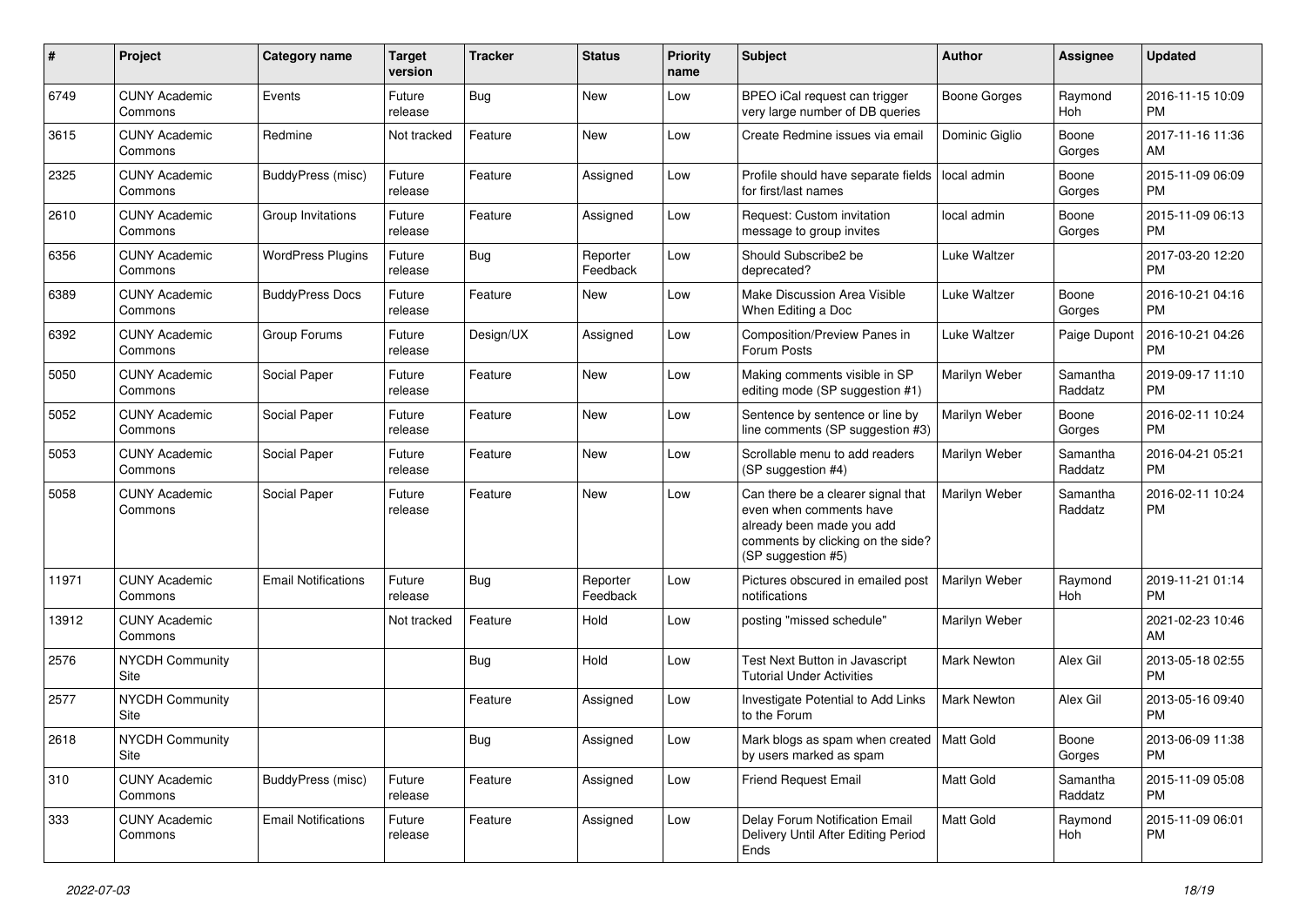| # | Project | Category name | Target version | Tracker | Status | Priority name | Subject | Author | Assignee | Updated |
|---|---|---|---|---|---|---|---|---|---|---|
| 6749 | CUNY Academic Commons | Events | Future release | Bug | New | Low | BPEO iCal request can trigger very large number of DB queries | Boone Gorges | Raymond Hoh | 2016-11-15 10:09 PM |
| 3615 | CUNY Academic Commons | Redmine | Not tracked | Feature | New | Low | Create Redmine issues via email | Dominic Giglio | Boone Gorges | 2017-11-16 11:36 AM |
| 2325 | CUNY Academic Commons | BuddyPress (misc) | Future release | Feature | Assigned | Low | Profile should have separate fields for first/last names | local admin | Boone Gorges | 2015-11-09 06:09 PM |
| 2610 | CUNY Academic Commons | Group Invitations | Future release | Feature | Assigned | Low | Request: Custom invitation message to group invites | local admin | Boone Gorges | 2015-11-09 06:13 PM |
| 6356 | CUNY Academic Commons | WordPress Plugins | Future release | Bug | Reporter Feedback | Low | Should Subscribe2 be deprecated? | Luke Waltzer | | 2017-03-20 12:20 PM |
| 6389 | CUNY Academic Commons | BuddyPress Docs | Future release | Feature | New | Low | Make Discussion Area Visible When Editing a Doc | Luke Waltzer | Boone Gorges | 2016-10-21 04:16 PM |
| 6392 | CUNY Academic Commons | Group Forums | Future release | Design/UX | Assigned | Low | Composition/Preview Panes in Forum Posts | Luke Waltzer | Paige Dupont | 2016-10-21 04:26 PM |
| 5050 | CUNY Academic Commons | Social Paper | Future release | Feature | New | Low | Making comments visible in SP editing mode (SP suggestion #1) | Marilyn Weber | Samantha Raddatz | 2019-09-17 11:10 PM |
| 5052 | CUNY Academic Commons | Social Paper | Future release | Feature | New | Low | Sentence by sentence or line by line comments (SP suggestion #3) | Marilyn Weber | Boone Gorges | 2016-02-11 10:24 PM |
| 5053 | CUNY Academic Commons | Social Paper | Future release | Feature | New | Low | Scrollable menu to add readers (SP suggestion #4) | Marilyn Weber | Samantha Raddatz | 2016-04-21 05:21 PM |
| 5058 | CUNY Academic Commons | Social Paper | Future release | Feature | New | Low | Can there be a clearer signal that even when comments have already been made you add comments by clicking on the side? (SP suggestion #5) | Marilyn Weber | Samantha Raddatz | 2016-02-11 10:24 PM |
| 11971 | CUNY Academic Commons | Email Notifications | Future release | Bug | Reporter Feedback | Low | Pictures obscured in emailed post notifications | Marilyn Weber | Raymond Hoh | 2019-11-21 01:14 PM |
| 13912 | CUNY Academic Commons | | Not tracked | Feature | Hold | Low | posting "missed schedule" | Marilyn Weber | | 2021-02-23 10:46 AM |
| 2576 | NYCDH Community Site | | | Bug | Hold | Low | Test Next Button in Javascript Tutorial Under Activities | Mark Newton | Alex Gil | 2013-05-18 02:55 PM |
| 2577 | NYCDH Community Site | | | Feature | Assigned | Low | Investigate Potential to Add Links to the Forum | Mark Newton | Alex Gil | 2013-05-16 09:40 PM |
| 2618 | NYCDH Community Site | | | Bug | Assigned | Low | Mark blogs as spam when created by users marked as spam | Matt Gold | Boone Gorges | 2013-06-09 11:38 PM |
| 310 | CUNY Academic Commons | BuddyPress (misc) | Future release | Feature | Assigned | Low | Friend Request Email | Matt Gold | Samantha Raddatz | 2015-11-09 05:08 PM |
| 333 | CUNY Academic Commons | Email Notifications | Future release | Feature | Assigned | Low | Delay Forum Notification Email Delivery Until After Editing Period Ends | Matt Gold | Raymond Hoh | 2015-11-09 06:01 PM |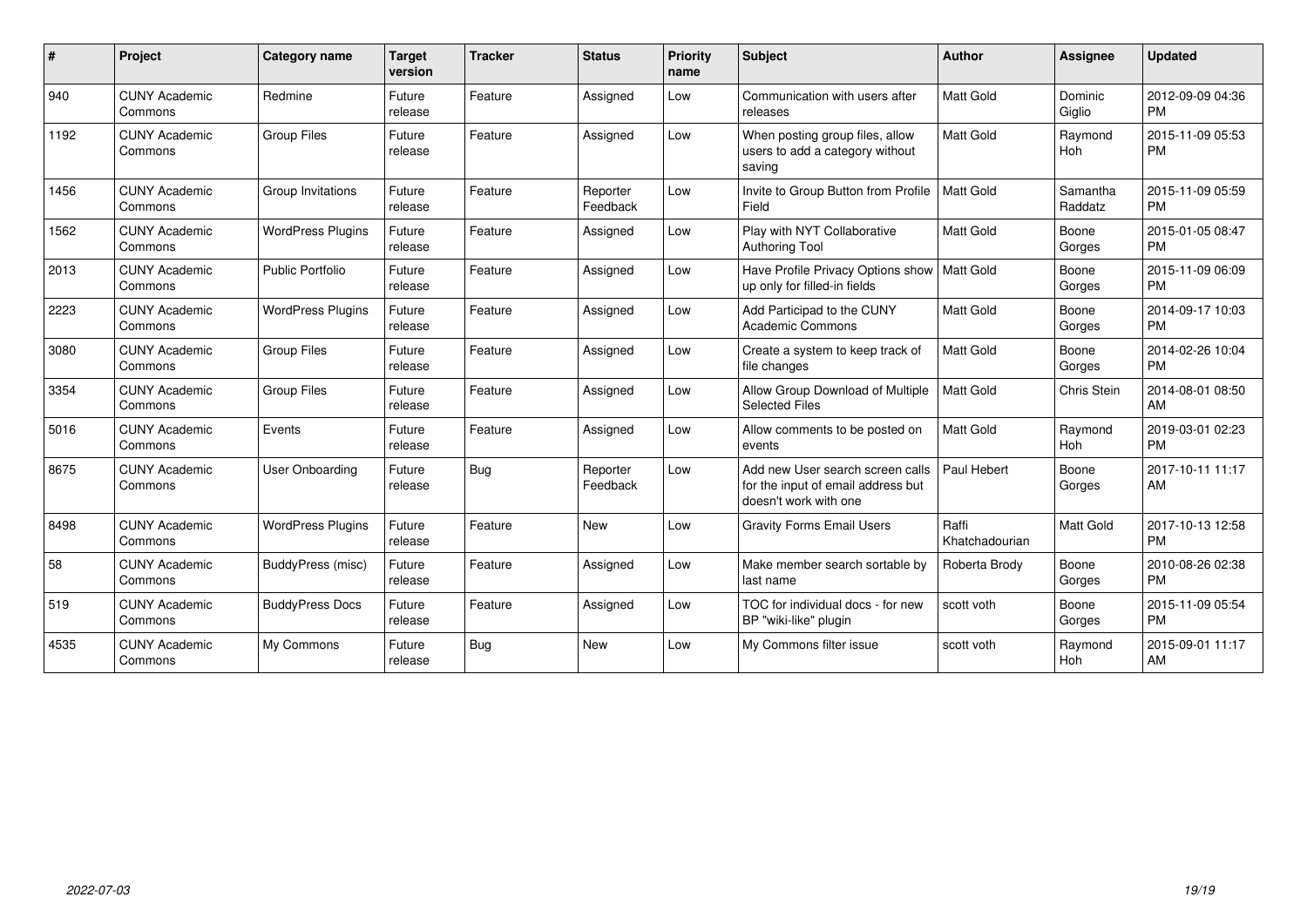| # | Project | Category name | Target version | Tracker | Status | Priority name | Subject | Author | Assignee | Updated |
|---|---|---|---|---|---|---|---|---|---|---|
| 940 | CUNY Academic Commons | Redmine | Future release | Feature | Assigned | Low | Communication with users after releases | Matt Gold | Dominic Giglio | 2012-09-09 04:36 PM |
| 1192 | CUNY Academic Commons | Group Files | Future release | Feature | Assigned | Low | When posting group files, allow users to add a category without saving | Matt Gold | Raymond Hoh | 2015-11-09 05:53 PM |
| 1456 | CUNY Academic Commons | Group Invitations | Future release | Feature | Reporter Feedback | Low | Invite to Group Button from Profile Field | Matt Gold | Samantha Raddatz | 2015-11-09 05:59 PM |
| 1562 | CUNY Academic Commons | WordPress Plugins | Future release | Feature | Assigned | Low | Play with NYT Collaborative Authoring Tool | Matt Gold | Boone Gorges | 2015-01-05 08:47 PM |
| 2013 | CUNY Academic Commons | Public Portfolio | Future release | Feature | Assigned | Low | Have Profile Privacy Options show up only for filled-in fields | Matt Gold | Boone Gorges | 2015-11-09 06:09 PM |
| 2223 | CUNY Academic Commons | WordPress Plugins | Future release | Feature | Assigned | Low | Add Participad to the CUNY Academic Commons | Matt Gold | Boone Gorges | 2014-09-17 10:03 PM |
| 3080 | CUNY Academic Commons | Group Files | Future release | Feature | Assigned | Low | Create a system to keep track of file changes | Matt Gold | Boone Gorges | 2014-02-26 10:04 PM |
| 3354 | CUNY Academic Commons | Group Files | Future release | Feature | Assigned | Low | Allow Group Download of Multiple Selected Files | Matt Gold | Chris Stein | 2014-08-01 08:50 AM |
| 5016 | CUNY Academic Commons | Events | Future release | Feature | Assigned | Low | Allow comments to be posted on events | Matt Gold | Raymond Hoh | 2019-03-01 02:23 PM |
| 8675 | CUNY Academic Commons | User Onboarding | Future release | Bug | Reporter Feedback | Low | Add new User search screen calls for the input of email address but doesn't work with one | Paul Hebert | Boone Gorges | 2017-10-11 11:17 AM |
| 8498 | CUNY Academic Commons | WordPress Plugins | Future release | Feature | New | Low | Gravity Forms Email Users | Raffi Khatchadourian | Matt Gold | 2017-10-13 12:58 PM |
| 58 | CUNY Academic Commons | BuddyPress (misc) | Future release | Feature | Assigned | Low | Make member search sortable by last name | Roberta Brody | Boone Gorges | 2010-08-26 02:38 PM |
| 519 | CUNY Academic Commons | BuddyPress Docs | Future release | Feature | Assigned | Low | TOC for individual docs - for new BP "wiki-like" plugin | scott voth | Boone Gorges | 2015-11-09 05:54 PM |
| 4535 | CUNY Academic Commons | My Commons | Future release | Bug | New | Low | My Commons filter issue | scott voth | Raymond Hoh | 2015-09-01 11:17 AM |